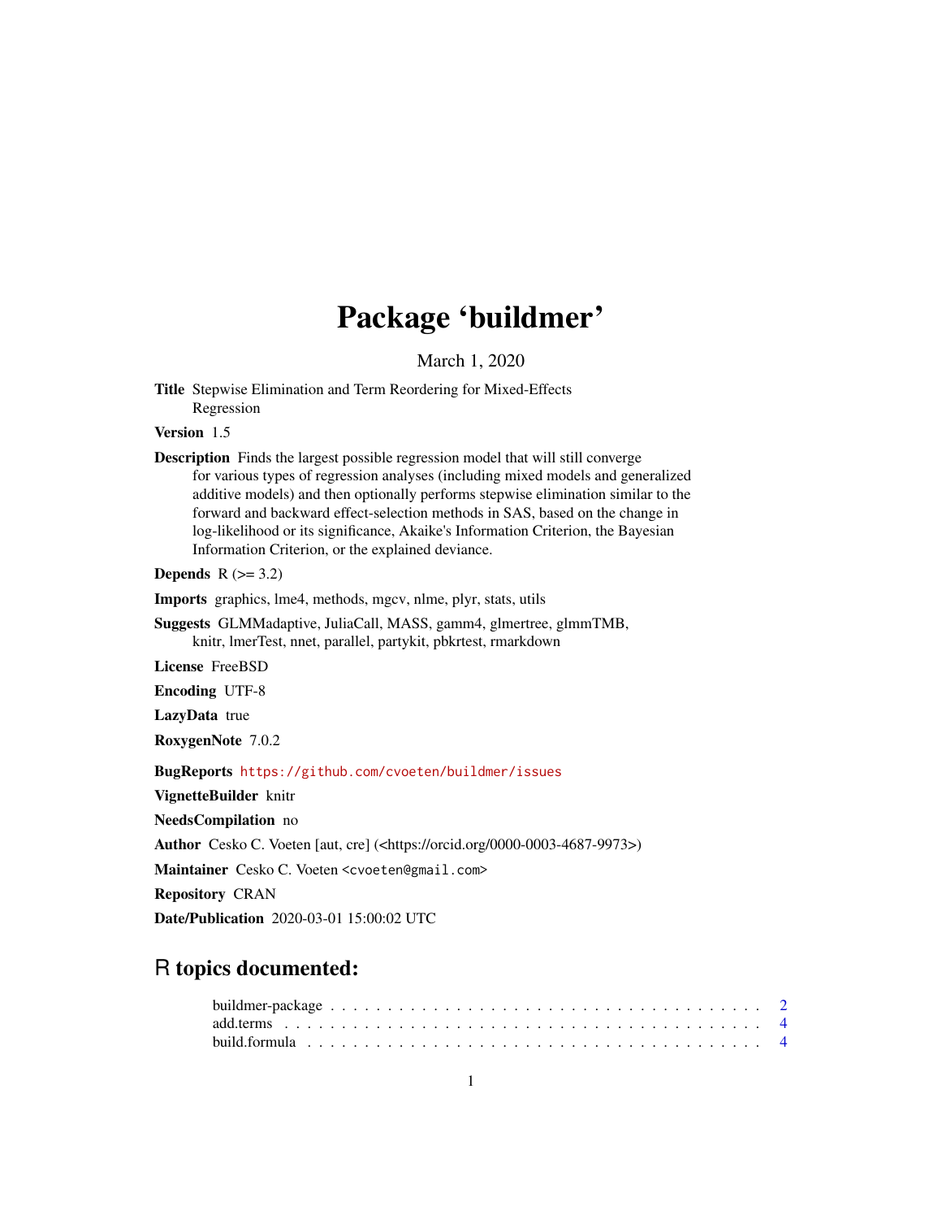# Package 'buildmer'

March 1, 2020

**Title** Stepwise Elimination and Term Reordering for Mixed-Effects Regression

**Version** 1.5

**Description** Finds the largest possible regression model that will still converge for various types of regression analyses (including mixed models and generalized additive models) and then optionally performs stepwise elimination similar to the forward and backward effect-selection methods in SAS, based on the change in log-likelihood or its significance, Akaike's Information Criterion, the Bayesian Information Criterion, or the explained deviance.

**Depends** R (>= 3.2)

**Imports** graphics, lme4, methods, mgcv, nlme, plyr, stats, utils

**Suggests** GLMMadaptive, JuliaCall, MASS, gamm4, glmertree, glmmTMB, knitr, lmerTest, nnet, parallel, partykit, pbkrtest, rmarkdown

**License** FreeBSD

**Encoding** UTF-8

**LazyData** true

**RoxygenNote** 7.0.2

**BugReports** https://github.com/cvoeten/buildmer/issues

**VignetteBuilder** knitr

**NeedsCompilation** no

**Author** Cesko C. Voeten [aut, cre] (<https://orcid.org/0000-0003-4687-9973>)

**Maintainer** Cesko C. Voeten <cvoeten@gmail.com>

**Repository** CRAN

**Date/Publication** 2020-03-01 15:00:02 UTC

## R topics documented:

- buildmer-package . . . . . . . . . . . . . . . . . . . . . . . . . . . . . . . . . . . . . . 2
- add.terms . . . . . . . . . . . . . . . . . . . . . . . . . . . . . . . . . . . . . . . . . . 4
- build.formula . . . . . . . . . . . . . . . . . . . . . . . . . . . . . . . . . . . . . . . . 4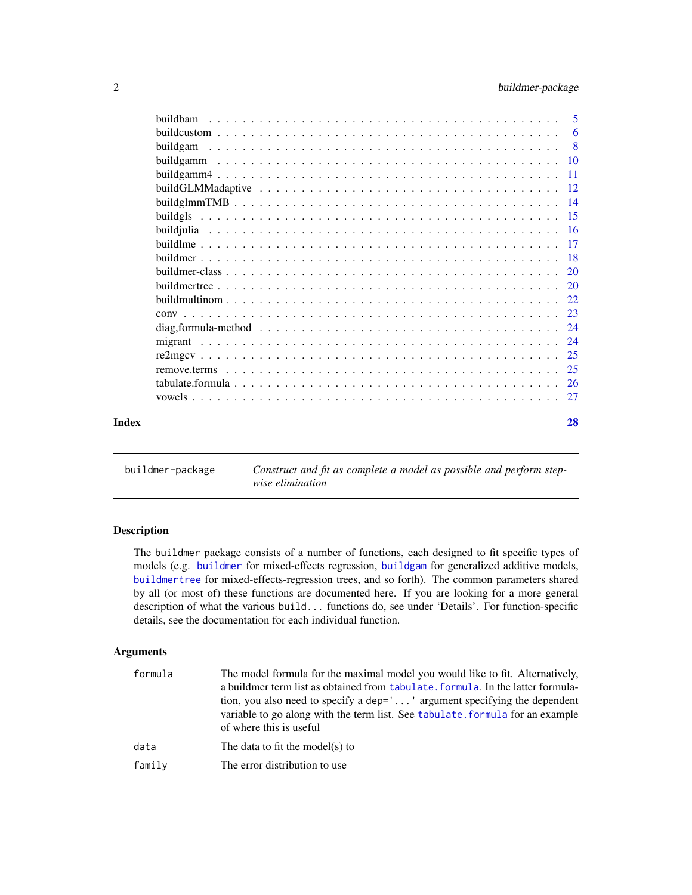| | |
|---|---|
| buildbam | 5 |
| buildcustom | 6 |
| buildgam | 8 |
| buildgamm | 10 |
| buildgamm4 | 11 |
| buildGLMMadaptive | 12 |
| buildglmmTMB | 14 |
| buildgls | 15 |
| buildjulia | 16 |
| buildlme | 17 |
| buildmer | 18 |
| buildmer-class | 20 |
| buildmertree | 20 |
| buildmultinom | 22 |
| conv | 23 |
| diag,formula-method | 24 |
| migrant | 24 |
| re2mgcv | 25 |
| remove.terms | 25 |
| tabulate.formula | 26 |
| vowels | 27 |

**Index** **28**

---

`buildmer-package` *Construct and fit as complete a model as possible and perform stepwise elimination*

---

## Description

The `buildmer` package consists of a number of functions, each designed to fit specific types of models (e.g. `buildmer` for mixed-effects regression, `buildgam` for generalized additive models, `buildmertree` for mixed-effects-regression trees, and so forth). The common parameters shared by all (or most of) these functions are documented here. If you are looking for a more general description of what the various `build...` functions do, see under 'Details'. For function-specific details, see the documentation for each individual function.

## Arguments

| | |
|---|---|
| `formula` | The model formula for the maximal model you would like to fit. Alternatively, a buildmer term list as obtained from `tabulate.formula`. In the latter formulation, you also need to specify a `dep='...'` argument specifying the dependent variable to go along with the term list. See `tabulate.formula` for an example of where this is useful |
| `data` | The data to fit the model(s) to |
| `family` | The error distribution to use |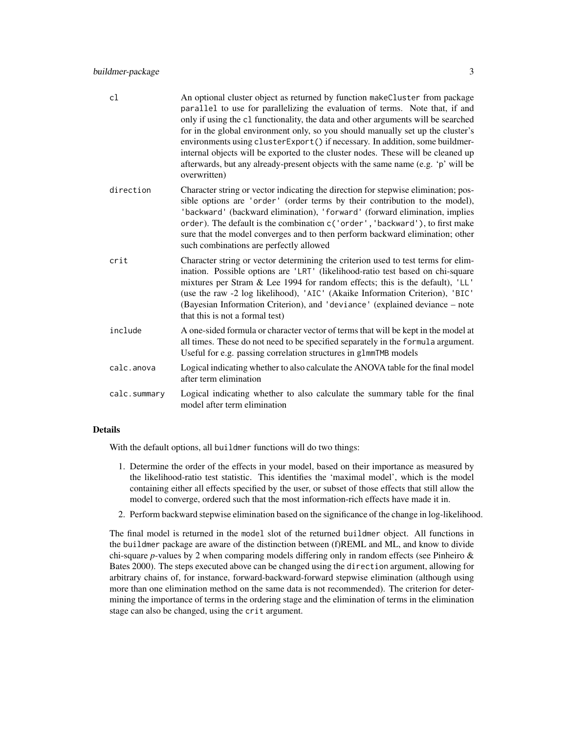| | |
|---|---|
| `cl` | An optional cluster object as returned by function `makeCluster` from package `parallel` to use for parallelizing the evaluation of terms. Note that, if and only if using the `cl` functionality, the data and other arguments will be searched for in the global environment only, so you should manually set up the cluster's environments using `clusterExport()` if necessary. In addition, some buildmer-internal objects will be exported to the cluster nodes. These will be cleaned up afterwards, but any already-present objects with the same name (e.g. 'p' will be overwritten) |
| `direction` | Character string or vector indicating the direction for stepwise elimination; possible options are `'order'` (order terms by their contribution to the model), `'backward'` (backward elimination), `'forward'` (forward elimination, implies `order`). The default is the combination `c('order','backward')`, to first make sure that the model converges and to then perform backward elimination; other such combinations are perfectly allowed |
| `crit` | Character string or vector determining the criterion used to test terms for elimination. Possible options are `'LRT'` (likelihood-ratio test based on chi-square mixtures per Stram & Lee 1994 for random effects; this is the default), `'LL'` (use the raw -2 log likelihood), `'AIC'` (Akaike Information Criterion), `'BIC'` (Bayesian Information Criterion), and `'deviance'` (explained deviance – note that this is not a formal test) |
| `include` | A one-sided formula or character vector of terms that will be kept in the model at all times. These do not need to be specified separately in the `formula` argument. Useful for e.g. passing correlation structures in `glmmTMB` models |
| `calc.anova` | Logical indicating whether to also calculate the ANOVA table for the final model after term elimination |
| `calc.summary` | Logical indicating whether to also calculate the summary table for the final model after term elimination |

## Details

With the default options, all `buildmer` functions will do two things:

1. Determine the order of the effects in your model, based on their importance as measured by the likelihood-ratio test statistic. This identifies the 'maximal model', which is the model containing either all effects specified by the user, or subset of those effects that still allow the model to converge, ordered such that the most information-rich effects have made it in.
2. Perform backward stepwise elimination based on the significance of the change in log-likelihood.

The final model is returned in the `model` slot of the returned `buildmer` object. All functions in the `buildmer` package are aware of the distinction between (f)REML and ML, and know to divide chi-square *p*-values by 2 when comparing models differing only in random effects (see Pinheiro & Bates 2000). The steps executed above can be changed using the `direction` argument, allowing for arbitrary chains of, for instance, forward-backward-forward stepwise elimination (although using more than one elimination method on the same data is not recommended). The criterion for determining the importance of terms in the ordering stage and the elimination of terms in the elimination stage can also be changed, using the `crit` argument.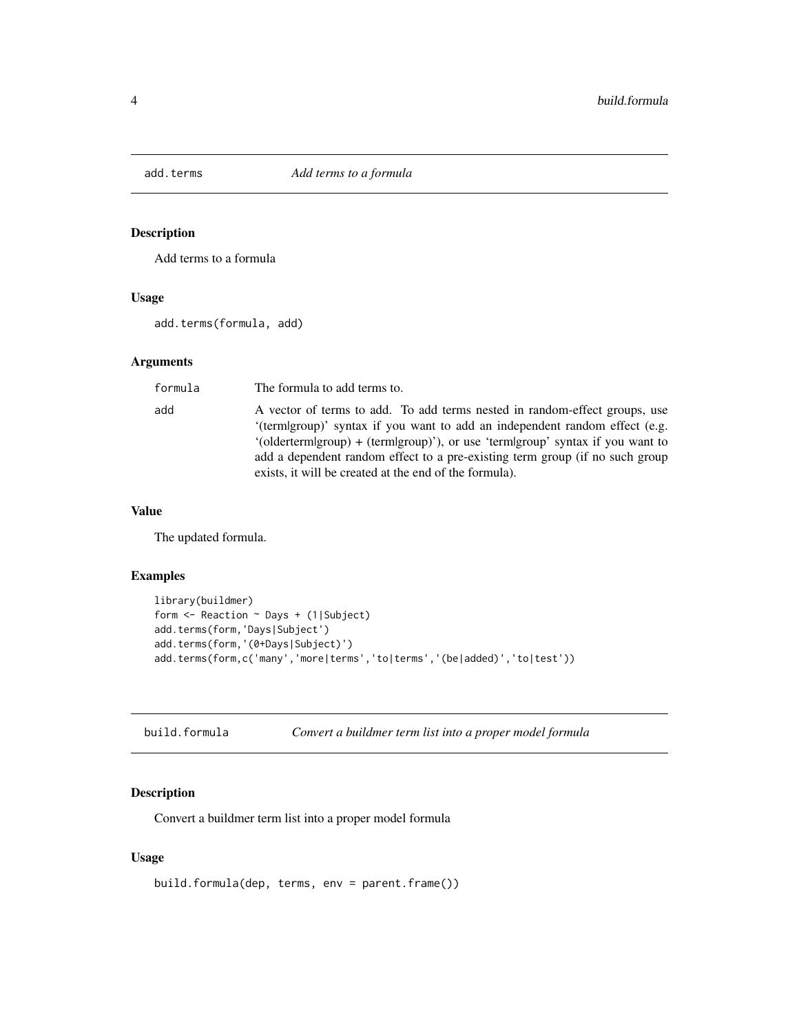## add.terms — *Add terms to a formula*

### Description

Add terms to a formula

### Usage

```
add.terms(formula, add)
```

### Arguments

| | |
|---|---|
| formula | The formula to add terms to. |
| add | A vector of terms to add. To add terms nested in random-effect groups, use '(term|group)' syntax if you want to add an independent random effect (e.g. '(olderterm|group) + (term|group)'), or use 'term|group' syntax if you want to add a dependent random effect to a pre-existing term group (if no such group exists, it will be created at the end of the formula). |

### Value

The updated formula.

### Examples

```
library(buildmer)
form <- Reaction ~ Days + (1|Subject)
add.terms(form,'Days|Subject')
add.terms(form,'(0+Days|Subject)')
add.terms(form,c('many','more|terms','to|terms','(be|added)','to|test'))
```

## build.formula — *Convert a buildmer term list into a proper model formula*

### Description

Convert a buildmer term list into a proper model formula

### Usage

```
build.formula(dep, terms, env = parent.frame())
```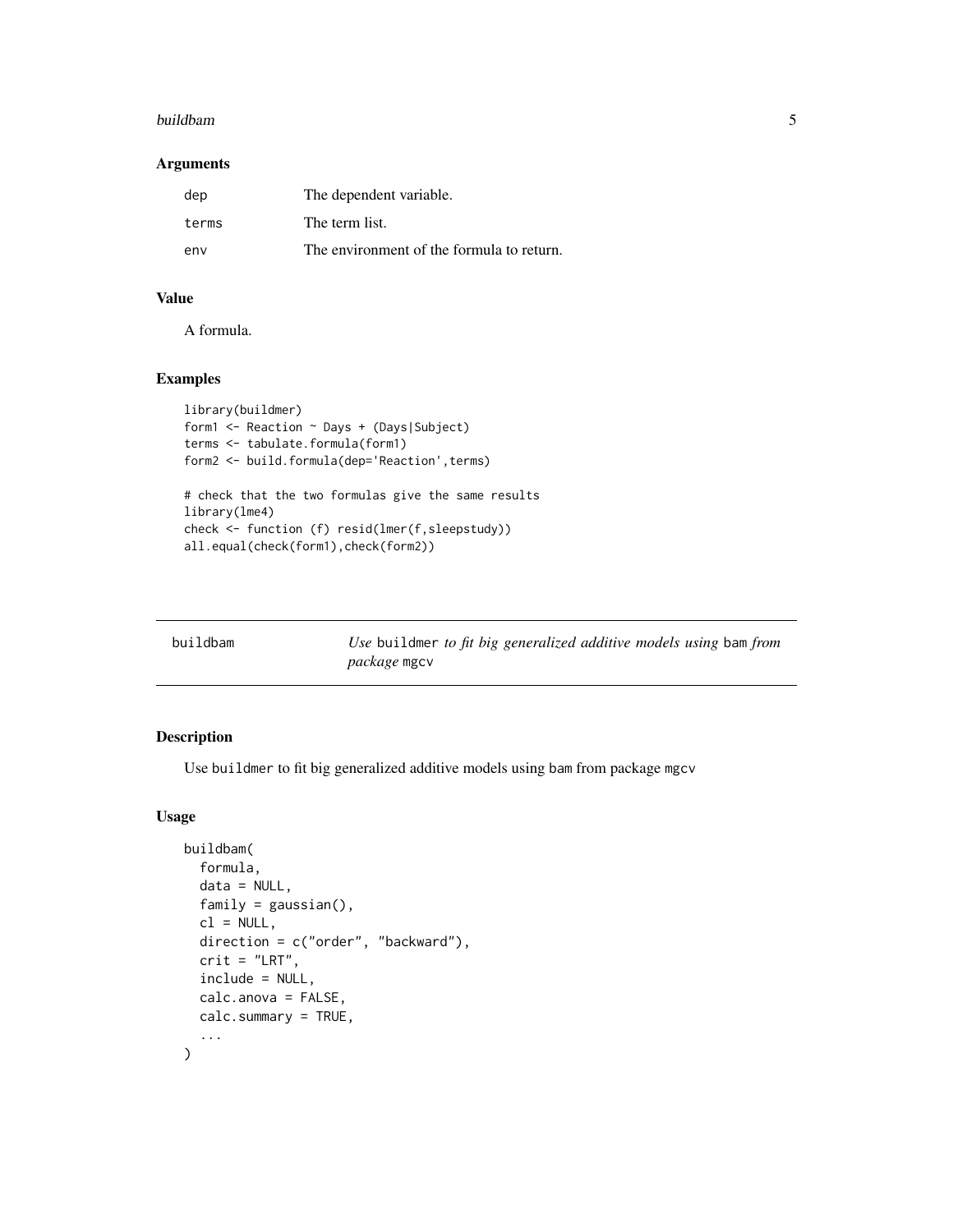### Arguments

| | |
|---|---|
| dep | The dependent variable. |
| terms | The term list. |
| env | The environment of the formula to return. |

### Value

A formula.

### Examples

```
library(buildmer)
form1 <- Reaction ~ Days + (Days|Subject)
terms <- tabulate.formula(form1)
form2 <- build.formula(dep='Reaction',terms)

# check that the two formulas give the same results
library(lme4)
check <- function (f) resid(lmer(f,sleepstudy))
all.equal(check(form1),check(form2))
```

---

## buildbam *Use* `buildmer` *to fit big generalized additive models using* `bam` *from package* `mgcv`

---

### Description

Use `buildmer` to fit big generalized additive models using `bam` from package `mgcv`

### Usage

```
buildbam(
  formula,
  data = NULL,
  family = gaussian(),
  cl = NULL,
  direction = c("order", "backward"),
  crit = "LRT",
  include = NULL,
  calc.anova = FALSE,
  calc.summary = TRUE,
  ...
)
```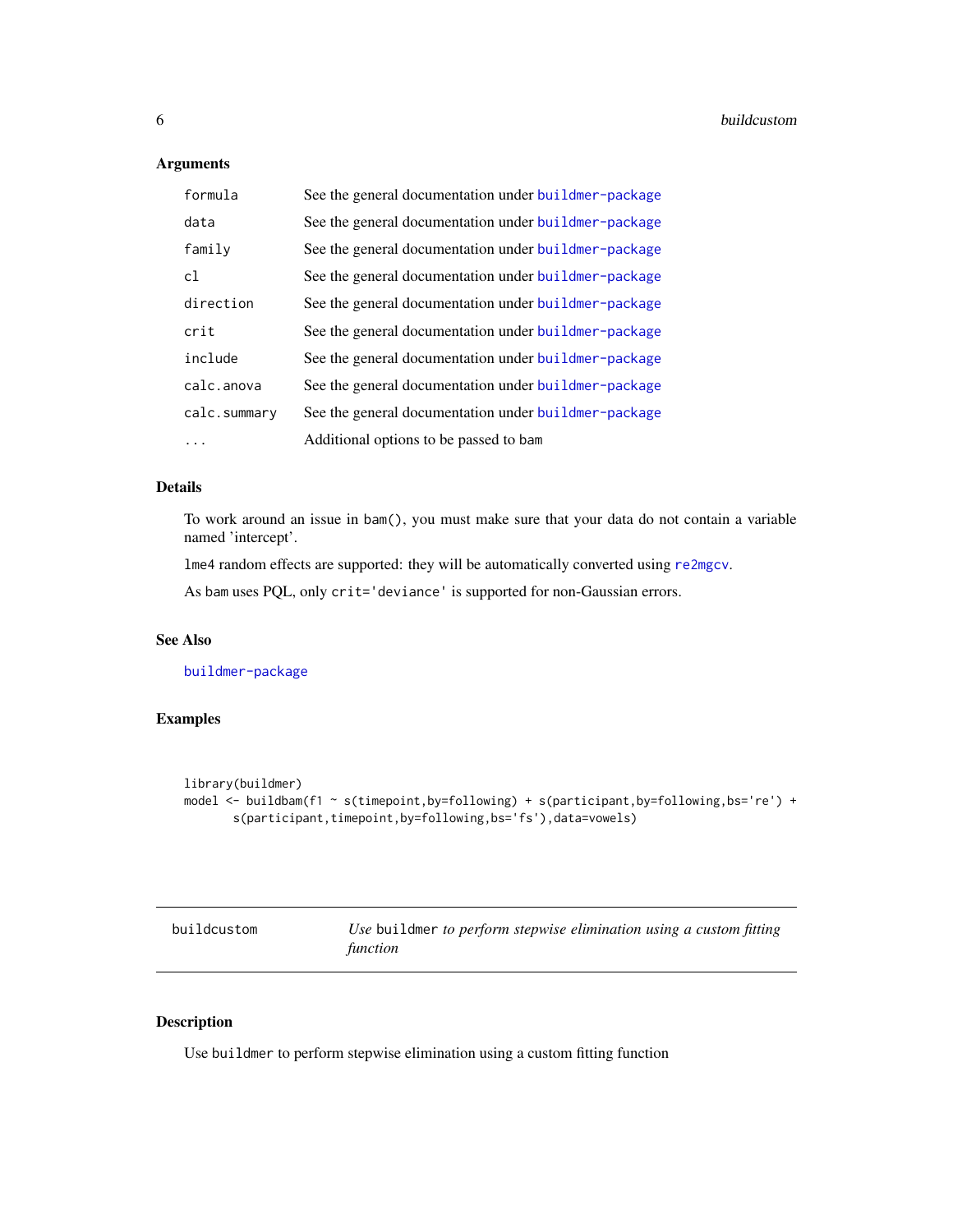### Arguments

| | |
|---|---|
| `formula` | See the general documentation under `buildmer-package` |
| `data` | See the general documentation under `buildmer-package` |
| `family` | See the general documentation under `buildmer-package` |
| `cl` | See the general documentation under `buildmer-package` |
| `direction` | See the general documentation under `buildmer-package` |
| `crit` | See the general documentation under `buildmer-package` |
| `include` | See the general documentation under `buildmer-package` |
| `calc.anova` | See the general documentation under `buildmer-package` |
| `calc.summary` | See the general documentation under `buildmer-package` |
| `...` | Additional options to be passed to `bam` |

### Details

To work around an issue in `bam()`, you must make sure that your data do not contain a variable named 'intercept'.

`lme4` random effects are supported: they will be automatically converted using `re2mgcv`.

As `bam` uses PQL, only `crit='deviance'` is supported for non-Gaussian errors.

### See Also

`buildmer-package`

### Examples

```
library(buildmer)
model <- buildbam(f1 ~ s(timepoint,by=following) + s(participant,by=following,bs='re') +
       s(participant,timepoint,by=following,bs='fs'),data=vowels)
```

---

## buildcustom — *Use* `buildmer` *to perform stepwise elimination using a custom fitting function*

---

### Description

Use `buildmer` to perform stepwise elimination using a custom fitting function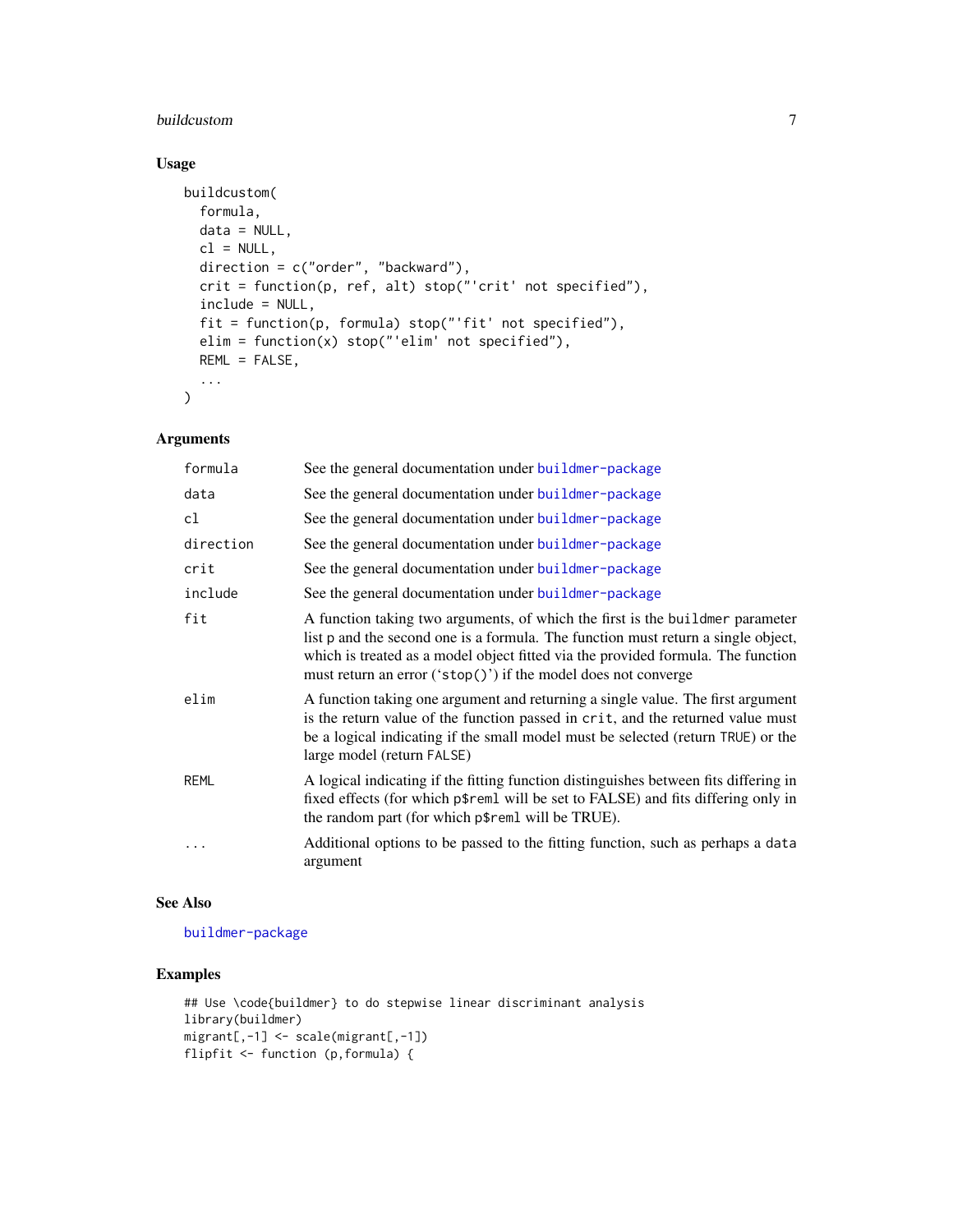### Usage

```
buildcustom(
  formula,
  data = NULL,
  cl = NULL,
  direction = c("order", "backward"),
  crit = function(p, ref, alt) stop("'crit' not specified"),
  include = NULL,
  fit = function(p, formula) stop("'fit' not specified"),
  elim = function(x) stop("'elim' not specified"),
  REML = FALSE,
  ...
)
```

### Arguments

| | |
|---|---|
| `formula` | See the general documentation under buildmer-package |
| `data` | See the general documentation under buildmer-package |
| `cl` | See the general documentation under buildmer-package |
| `direction` | See the general documentation under buildmer-package |
| `crit` | See the general documentation under buildmer-package |
| `include` | See the general documentation under buildmer-package |
| `fit` | A function taking two arguments, of which the first is the `buildmer` parameter list `p` and the second one is a formula. The function must return a single object, which is treated as a model object fitted via the provided formula. The function must return an error (‘`stop()`’) if the model does not converge |
| `elim` | A function taking one argument and returning a single value. The first argument is the return value of the function passed in `crit`, and the returned value must be a logical indicating if the small model must be selected (return `TRUE`) or the large model (return `FALSE`) |
| `REML` | A logical indicating if the fitting function distinguishes between fits differing in fixed effects (for which `p$reml` will be set to FALSE) and fits differing only in the random part (for which `p$reml` will be TRUE). |
| `...` | Additional options to be passed to the fitting function, such as perhaps a `data` argument |

### See Also

buildmer-package

### Examples

```
## Use \code{buildmer} to do stepwise linear discriminant analysis
library(buildmer)
migrant[,-1] <- scale(migrant[,-1])
flipfit <- function (p,formula) {
```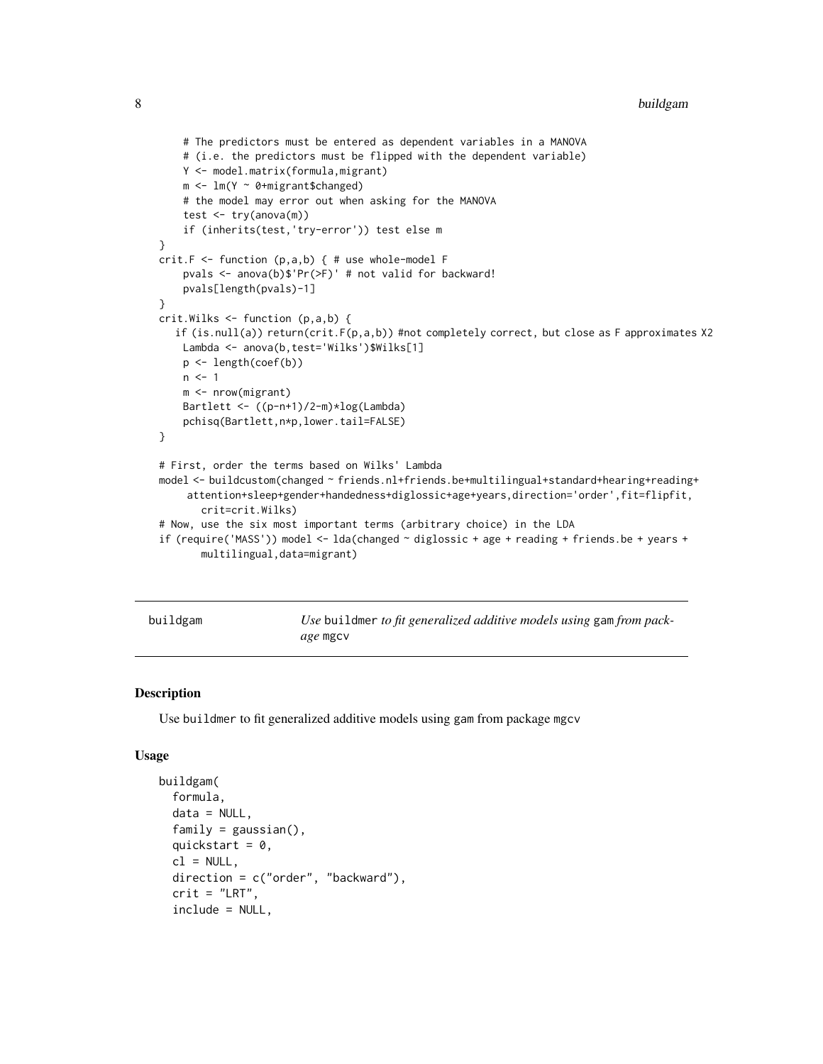```
    # The predictors must be entered as dependent variables in a MANOVA
    # (i.e. the predictors must be flipped with the dependent variable)
    Y <- model.matrix(formula,migrant)
    m <- lm(Y ~ 0+migrant$changed)
    # the model may error out when asking for the MANOVA
    test <- try(anova(m))
    if (inherits(test,'try-error')) test else m
}
crit.F <- function (p,a,b) { # use whole-model F
    pvals <- anova(b)$'Pr(>F)' # not valid for backward!
    pvals[length(pvals)-1]
}
crit.Wilks <- function (p,a,b) {
   if (is.null(a)) return(crit.F(p,a,b)) #not completely correct, but close as F approximates X2
    Lambda <- anova(b,test='Wilks')$Wilks[1]
    p <- length(coef(b))
    n <- 1
    m <- nrow(migrant)
    Bartlett <- ((p-n+1)/2-m)*log(Lambda)
    pchisq(Bartlett,n*p,lower.tail=FALSE)
}

# First, order the terms based on Wilks' Lambda
model <- buildcustom(changed ~ friends.nl+friends.be+multilingual+standard+hearing+reading+
     attention+sleep+gender+handedness+diglossic+age+years,direction='order',fit=flipfit,
        crit=crit.Wilks)
# Now, use the six most important terms (arbitrary choice) in the LDA
if (require('MASS')) model <- lda(changed ~ diglossic + age + reading + friends.be + years +
        multilingual,data=migrant)
```

---

## buildgam — *Use* `buildmer` *to fit generalized additive models using* `gam` *from package* `mgcv`

### Description

Use `buildmer` to fit generalized additive models using `gam` from package `mgcv`

### Usage

```
buildgam(
  formula,
  data = NULL,
  family = gaussian(),
  quickstart = 0,
  cl = NULL,
  direction = c("order", "backward"),
  crit = "LRT",
  include = NULL,
```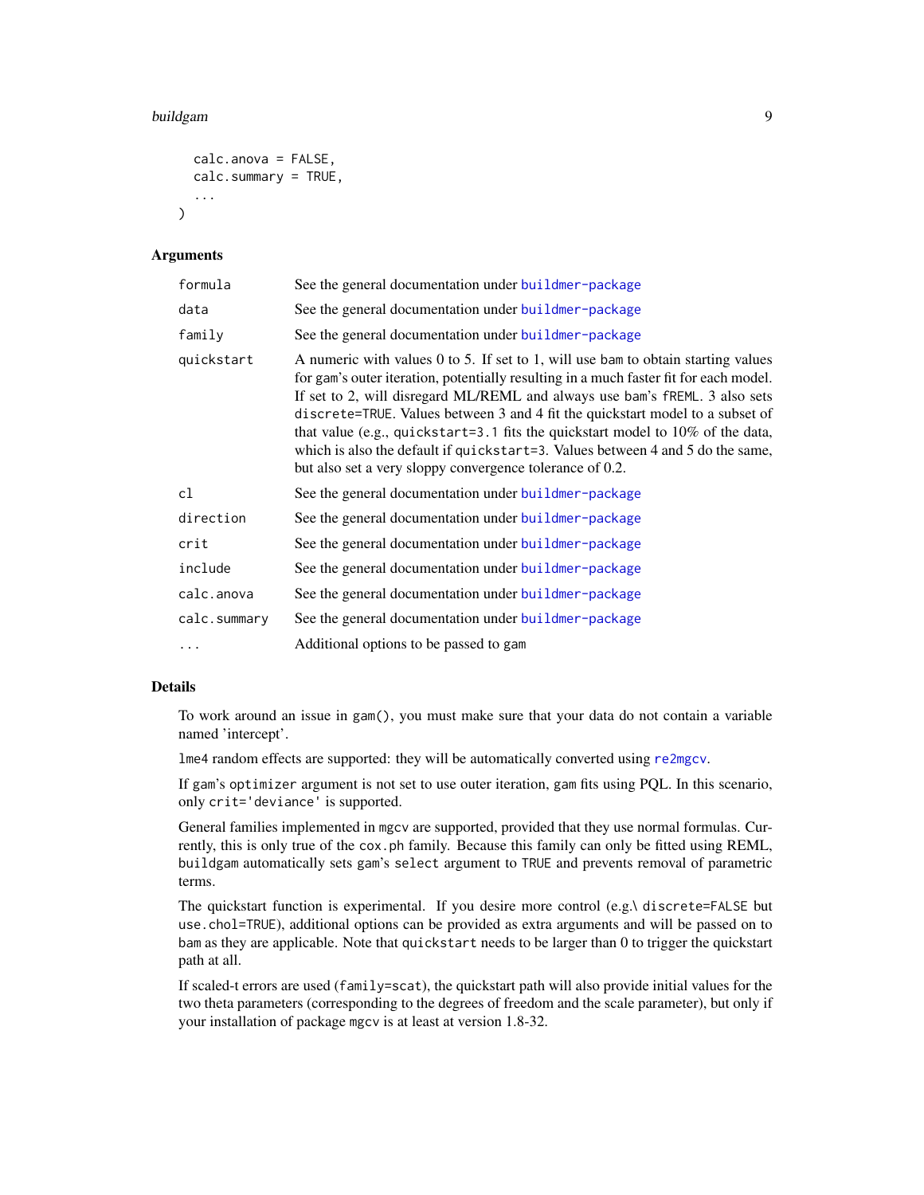```
  calc.anova = FALSE,
  calc.summary = TRUE,
  ...
)
```

### Arguments

| | |
|---|---|
| formula | See the general documentation under buildmer-package |
| data | See the general documentation under buildmer-package |
| family | See the general documentation under buildmer-package |
| quickstart | A numeric with values 0 to 5. If set to 1, will use bam to obtain starting values for gam's outer iteration, potentially resulting in a much faster fit for each model. If set to 2, will disregard ML/REML and always use bam's fREML. 3 also sets discrete=TRUE. Values between 3 and 4 fit the quickstart model to a subset of that value (e.g., quickstart=3.1 fits the quickstart model to 10% of the data, which is also the default if quickstart=3. Values between 4 and 5 do the same, but also set a very sloppy convergence tolerance of 0.2. |
| cl | See the general documentation under buildmer-package |
| direction | See the general documentation under buildmer-package |
| crit | See the general documentation under buildmer-package |
| include | See the general documentation under buildmer-package |
| calc.anova | See the general documentation under buildmer-package |
| calc.summary | See the general documentation under buildmer-package |
| ... | Additional options to be passed to gam |

### Details

To work around an issue in `gam()`, you must make sure that your data do not contain a variable named 'intercept'.

`lme4` random effects are supported: they will be automatically converted using re2mgcv.

If gam's `optimizer` argument is not set to use outer iteration, gam fits using PQL. In this scenario, only `crit='deviance'` is supported.

General families implemented in `mgcv` are supported, provided that they use normal formulas. Currently, this is only true of the `cox.ph` family. Because this family can only be fitted using REML, `buildgam` automatically sets gam's `select` argument to `TRUE` and prevents removal of parametric terms.

The quickstart function is experimental. If you desire more control (e.g.\ `discrete=FALSE` but `use.chol=TRUE`), additional options can be provided as extra arguments and will be passed on to `bam` as they are applicable. Note that `quickstart` needs to be larger than 0 to trigger the quickstart path at all.

If scaled-t errors are used (`family=scat`), the quickstart path will also provide initial values for the two theta parameters (corresponding to the degrees of freedom and the scale parameter), but only if your installation of package `mgcv` is at least at version 1.8-32.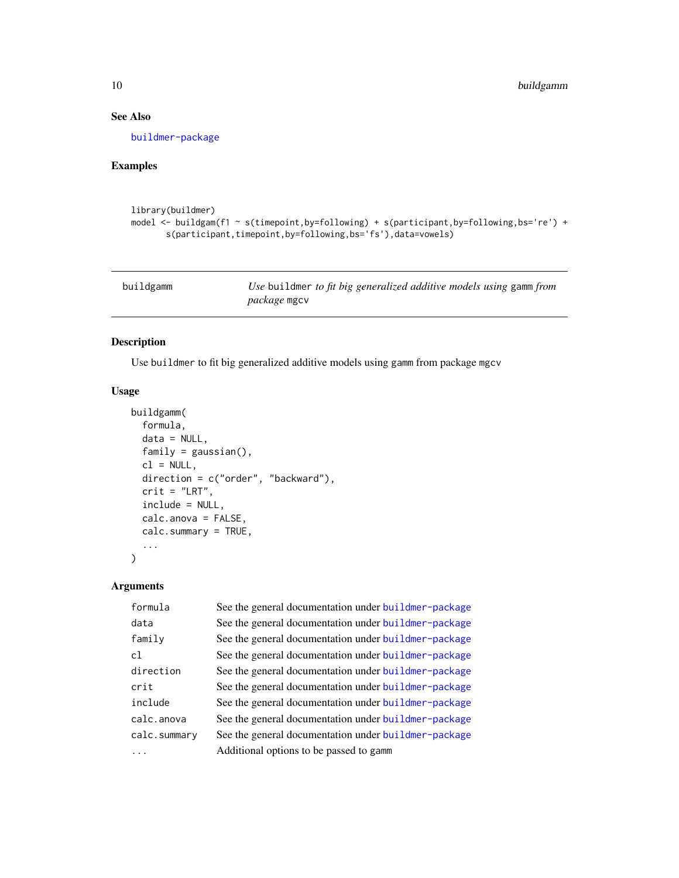### See Also

buildmer-package

### Examples

```
library(buildmer)
model <- buildgam(f1 ~ s(timepoint,by=following) + s(participant,by=following,bs='re') +
       s(participant,timepoint,by=following,bs='fs'),data=vowels)
```

---

## buildgamm — *Use* `buildmer` *to fit big generalized additive models using* `gamm` *from package* `mgcv`

### Description

Use `buildmer` to fit big generalized additive models using `gamm` from package `mgcv`

### Usage

```
buildgamm(
  formula,
  data = NULL,
  family = gaussian(),
  cl = NULL,
  direction = c("order", "backward"),
  crit = "LRT",
  include = NULL,
  calc.anova = FALSE,
  calc.summary = TRUE,
  ...
)
```

### Arguments

| | |
|---|---|
| `formula` | See the general documentation under buildmer-package |
| `data` | See the general documentation under buildmer-package |
| `family` | See the general documentation under buildmer-package |
| `cl` | See the general documentation under buildmer-package |
| `direction` | See the general documentation under buildmer-package |
| `crit` | See the general documentation under buildmer-package |
| `include` | See the general documentation under buildmer-package |
| `calc.anova` | See the general documentation under buildmer-package |
| `calc.summary` | See the general documentation under buildmer-package |
| `...` | Additional options to be passed to `gamm` |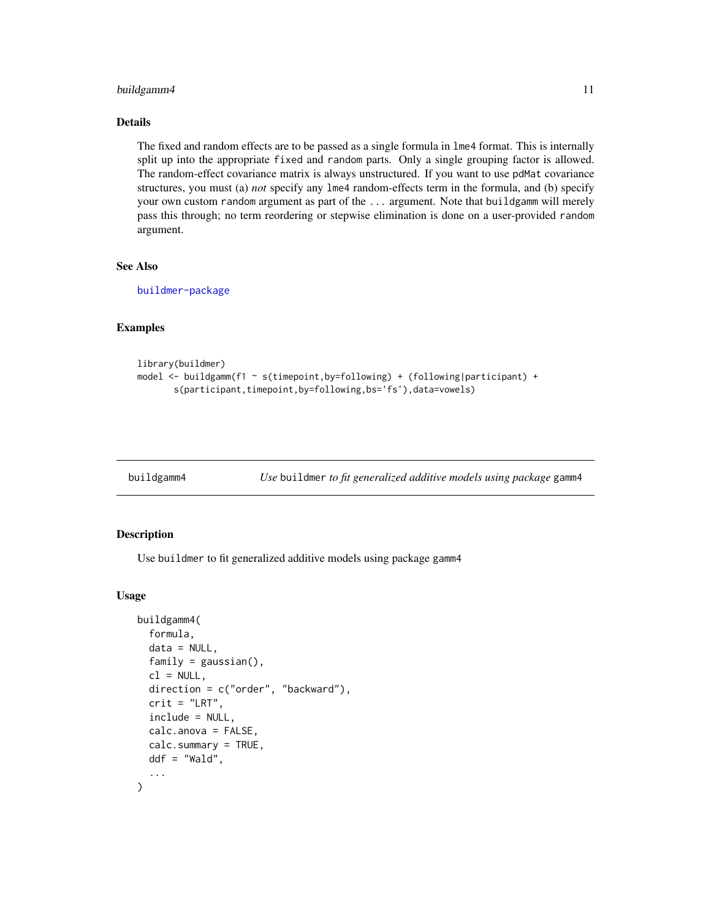## Details

The fixed and random effects are to be passed as a single formula in `lme4` format. This is internally split up into the appropriate `fixed` and `random` parts. Only a single grouping factor is allowed. The random-effect covariance matrix is always unstructured. If you want to use `pdMat` covariance structures, you must (a) *not* specify any `lme4` random-effects term in the formula, and (b) specify your own custom `random` argument as part of the `...` argument. Note that `buildgamm` will merely pass this through; no term reordering or stepwise elimination is done on a user-provided `random` argument.

## See Also

buildmer-package

## Examples

```
library(buildmer)
model <- buildgamm(f1 ~ s(timepoint,by=following) + (following|participant) +
       s(participant,timepoint,by=following,bs='fs'),data=vowels)
```

---

# buildgamm4 — *Use* buildmer *to fit generalized additive models using package* gamm4

## Description

Use `buildmer` to fit generalized additive models using package `gamm4`

## Usage

```
buildgamm4(
  formula,
  data = NULL,
  family = gaussian(),
  cl = NULL,
  direction = c("order", "backward"),
  crit = "LRT",
  include = NULL,
  calc.anova = FALSE,
  calc.summary = TRUE,
  ddf = "Wald",
  ...
)
```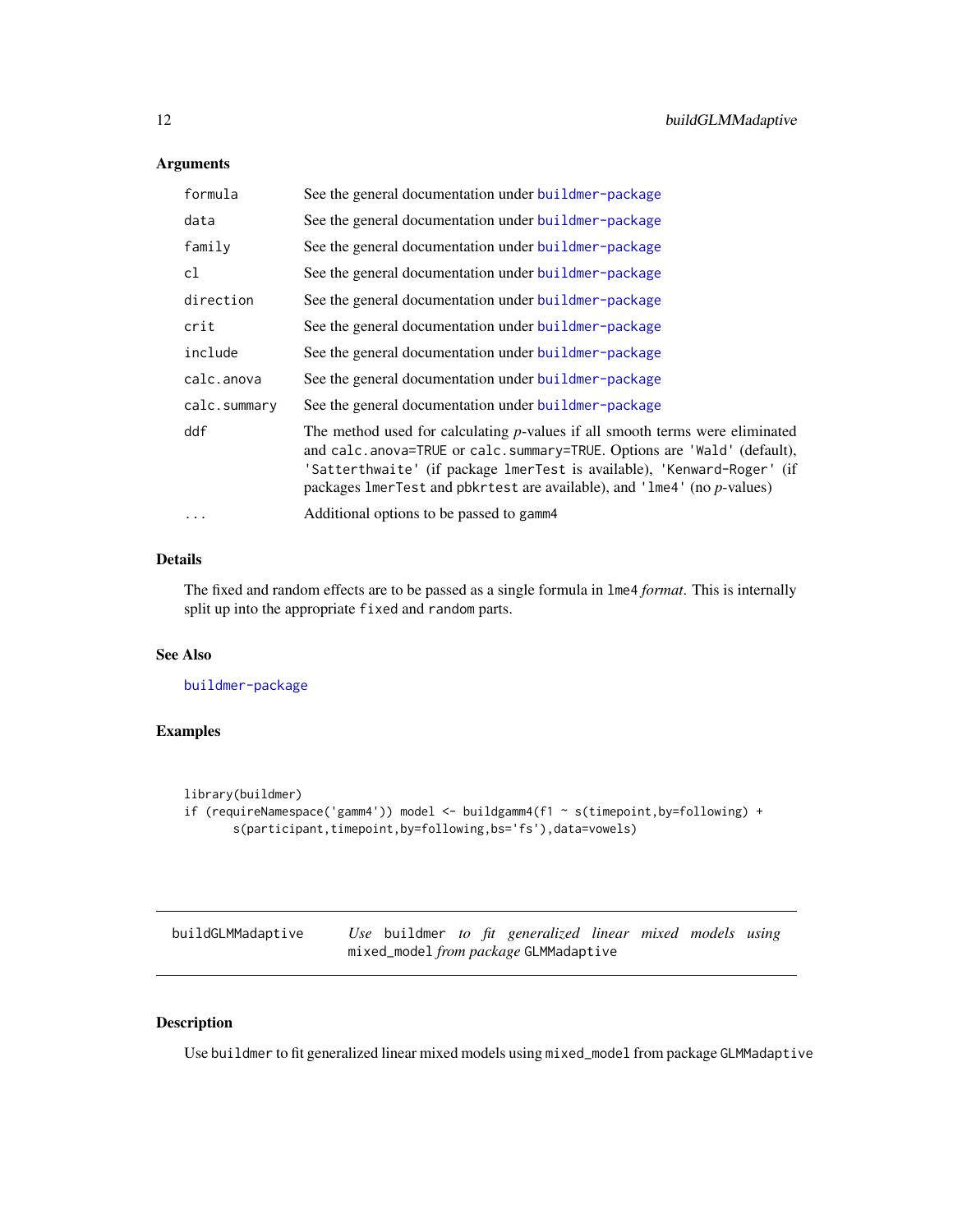### Arguments

| | |
|---|---|
| formula | See the general documentation under buildmer-package |
| data | See the general documentation under buildmer-package |
| family | See the general documentation under buildmer-package |
| cl | See the general documentation under buildmer-package |
| direction | See the general documentation under buildmer-package |
| crit | See the general documentation under buildmer-package |
| include | See the general documentation under buildmer-package |
| calc.anova | See the general documentation under buildmer-package |
| calc.summary | See the general documentation under buildmer-package |
| ddf | The method used for calculating *p*-values if all smooth terms were eliminated and calc.anova=TRUE or calc.summary=TRUE. Options are 'Wald' (default), 'Satterthwaite' (if package lmerTest is available), 'Kenward-Roger' (if packages lmerTest and pbkrtest are available), and 'lme4' (no *p*-values) |
| ... | Additional options to be passed to gamm4 |

### Details

The fixed and random effects are to be passed as a single formula in lme4 *format*. This is internally split up into the appropriate fixed and random parts.

### See Also

buildmer-package

### Examples

```
library(buildmer)
if (requireNamespace('gamm4')) model <- buildgamm4(f1 ~ s(timepoint,by=following) +
       s(participant,timepoint,by=following,bs='fs'),data=vowels)
```

---

## buildGLMMadaptive — *Use* buildmer *to fit generalized linear mixed models using* mixed_model *from package* GLMMadaptive

---

### Description

Use buildmer to fit generalized linear mixed models using mixed_model from package GLMMadaptive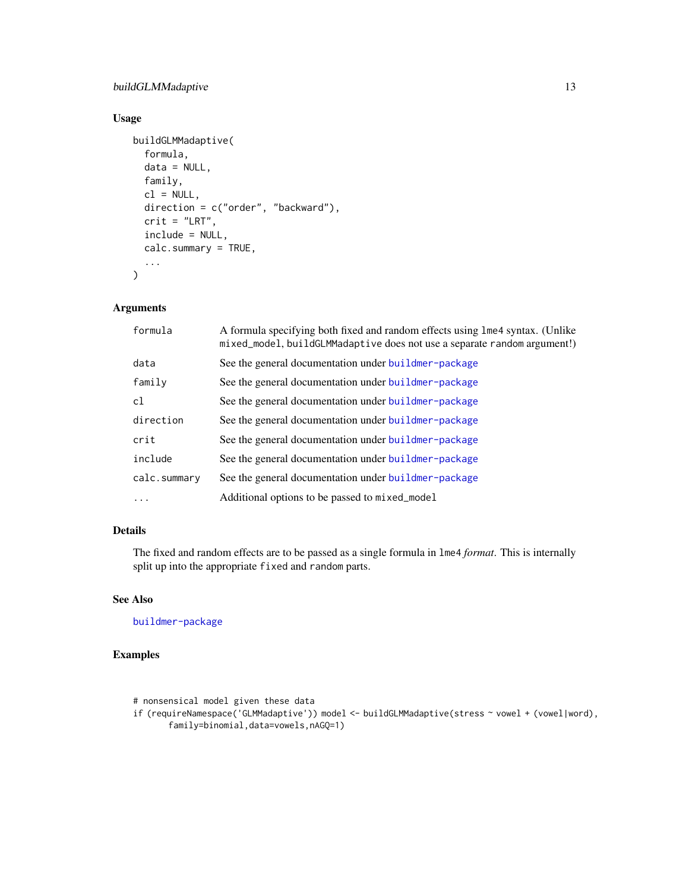## Usage

```
buildGLMMadaptive(
  formula,
  data = NULL,
  family,
  cl = NULL,
  direction = c("order", "backward"),
  crit = "LRT",
  include = NULL,
  calc.summary = TRUE,
  ...
)
```

## Arguments

| | |
|---|---|
| formula | A formula specifying both fixed and random effects using lme4 syntax. (Unlike mixed_model, buildGLMMadaptive does not use a separate random argument!) |
| data | See the general documentation under buildmer-package |
| family | See the general documentation under buildmer-package |
| cl | See the general documentation under buildmer-package |
| direction | See the general documentation under buildmer-package |
| crit | See the general documentation under buildmer-package |
| include | See the general documentation under buildmer-package |
| calc.summary | See the general documentation under buildmer-package |
| ... | Additional options to be passed to mixed_model |

## Details

The fixed and random effects are to be passed as a single formula in lme4 *format*. This is internally split up into the appropriate fixed and random parts.

## See Also

buildmer-package

## Examples

```
# nonsensical model given these data
if (requireNamespace('GLMMadaptive')) model <- buildGLMMadaptive(stress ~ vowel + (vowel|word),
       family=binomial,data=vowels,nAGQ=1)
```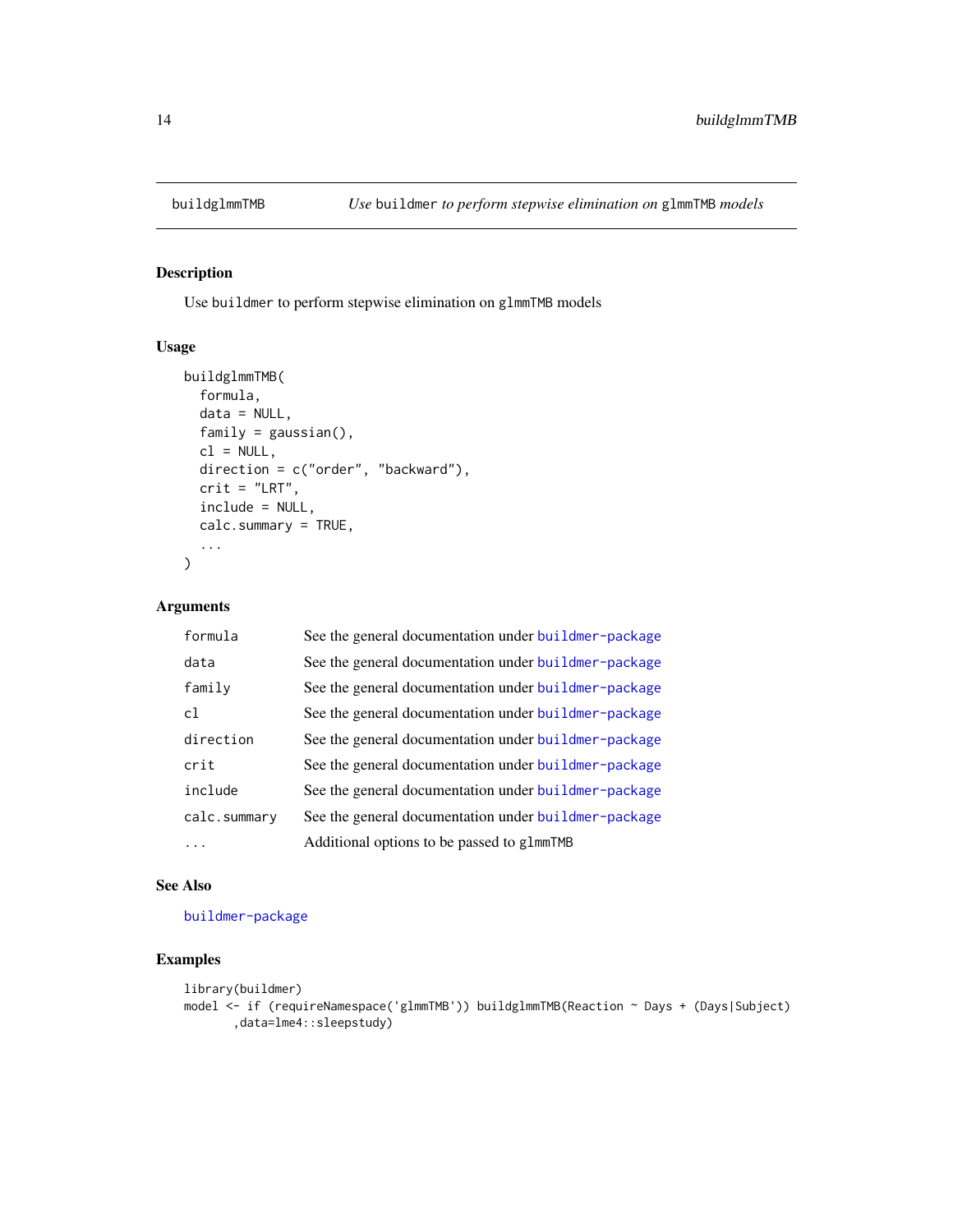# buildglmmTMB — *Use* buildmer *to perform stepwise elimination on* glmmTMB *models*

## Description

Use buildmer to perform stepwise elimination on glmmTMB models

## Usage

```
buildglmmTMB(
  formula,
  data = NULL,
  family = gaussian(),
  cl = NULL,
  direction = c("order", "backward"),
  crit = "LRT",
  include = NULL,
  calc.summary = TRUE,
  ...
)
```

## Arguments

| | |
|---|---|
| formula | See the general documentation under buildmer-package |
| data | See the general documentation under buildmer-package |
| family | See the general documentation under buildmer-package |
| cl | See the general documentation under buildmer-package |
| direction | See the general documentation under buildmer-package |
| crit | See the general documentation under buildmer-package |
| include | See the general documentation under buildmer-package |
| calc.summary | See the general documentation under buildmer-package |
| ... | Additional options to be passed to glmmTMB |

## See Also

buildmer-package

## Examples

```
library(buildmer)
model <- if (requireNamespace('glmmTMB')) buildglmmTMB(Reaction ~ Days + (Days|Subject)
      ,data=lme4::sleepstudy)
```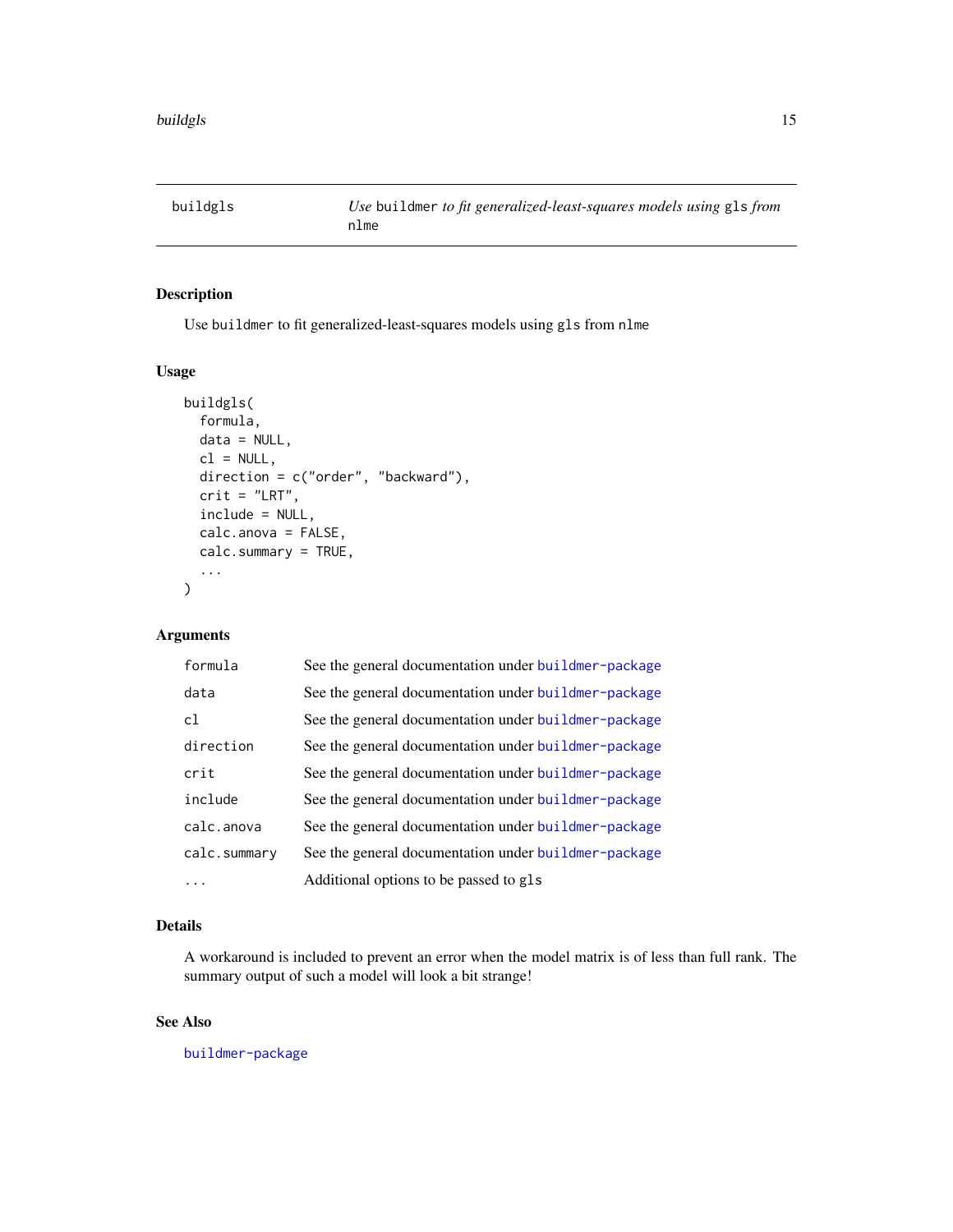## buildgls — *Use* `buildmer` *to fit generalized-least-squares models using* `gls` *from* `nlme`

### Description

Use `buildmer` to fit generalized-least-squares models using `gls` from `nlme`

### Usage

```
buildgls(
  formula,
  data = NULL,
  cl = NULL,
  direction = c("order", "backward"),
  crit = "LRT",
  include = NULL,
  calc.anova = FALSE,
  calc.summary = TRUE,
  ...
)
```

### Arguments

| | |
|---|---|
| `formula` | See the general documentation under `buildmer-package` |
| `data` | See the general documentation under `buildmer-package` |
| `cl` | See the general documentation under `buildmer-package` |
| `direction` | See the general documentation under `buildmer-package` |
| `crit` | See the general documentation under `buildmer-package` |
| `include` | See the general documentation under `buildmer-package` |
| `calc.anova` | See the general documentation under `buildmer-package` |
| `calc.summary` | See the general documentation under `buildmer-package` |
| `...` | Additional options to be passed to `gls` |

### Details

A workaround is included to prevent an error when the model matrix is of less than full rank. The summary output of such a model will look a bit strange!

### See Also

`buildmer-package`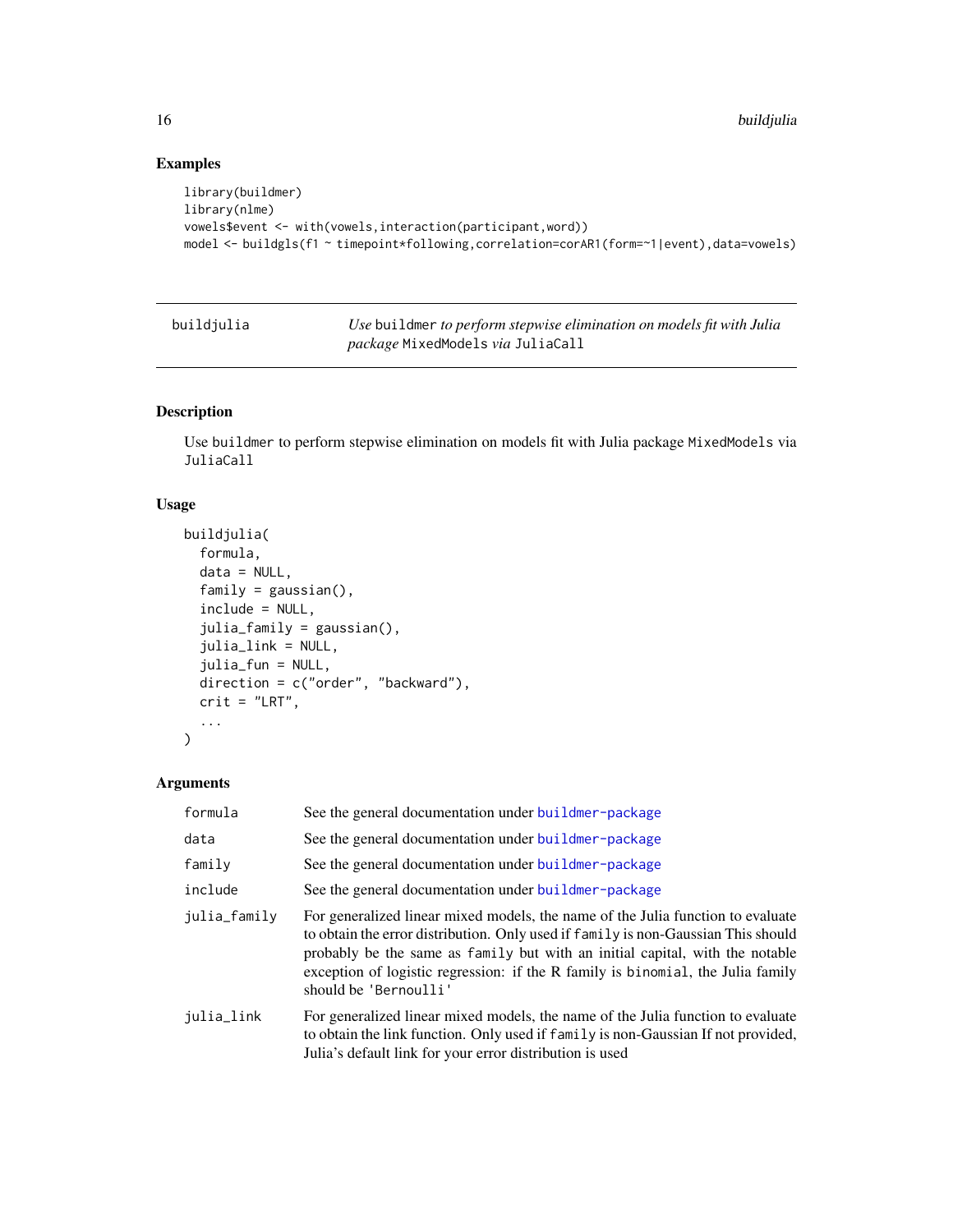## Examples

```
library(buildmer)
library(nlme)
vowels$event <- with(vowels,interaction(participant,word))
model <- buildgls(f1 ~ timepoint*following,correlation=corAR1(form=~1|event),data=vowels)
```

---

## buildjulia — *Use* `buildmer` *to perform stepwise elimination on models fit with Julia package* `MixedModels` *via* `JuliaCall`

### Description

Use `buildmer` to perform stepwise elimination on models fit with Julia package `MixedModels` via `JuliaCall`

### Usage

```
buildjulia(
  formula,
  data = NULL,
  family = gaussian(),
  include = NULL,
  julia_family = gaussian(),
  julia_link = NULL,
  julia_fun = NULL,
  direction = c("order", "backward"),
  crit = "LRT",
  ...
)
```

### Arguments

| | |
|---|---|
| `formula` | See the general documentation under buildmer-package |
| `data` | See the general documentation under buildmer-package |
| `family` | See the general documentation under buildmer-package |
| `include` | See the general documentation under buildmer-package |
| `julia_family` | For generalized linear mixed models, the name of the Julia function to evaluate to obtain the error distribution. Only used if `family` is non-Gaussian This should probably be the same as `family` but with an initial capital, with the notable exception of logistic regression: if the R family is `binomial`, the Julia family should be `'Bernoulli'` |
| `julia_link` | For generalized linear mixed models, the name of the Julia function to evaluate to obtain the link function. Only used if `family` is non-Gaussian If not provided, Julia's default link for your error distribution is used |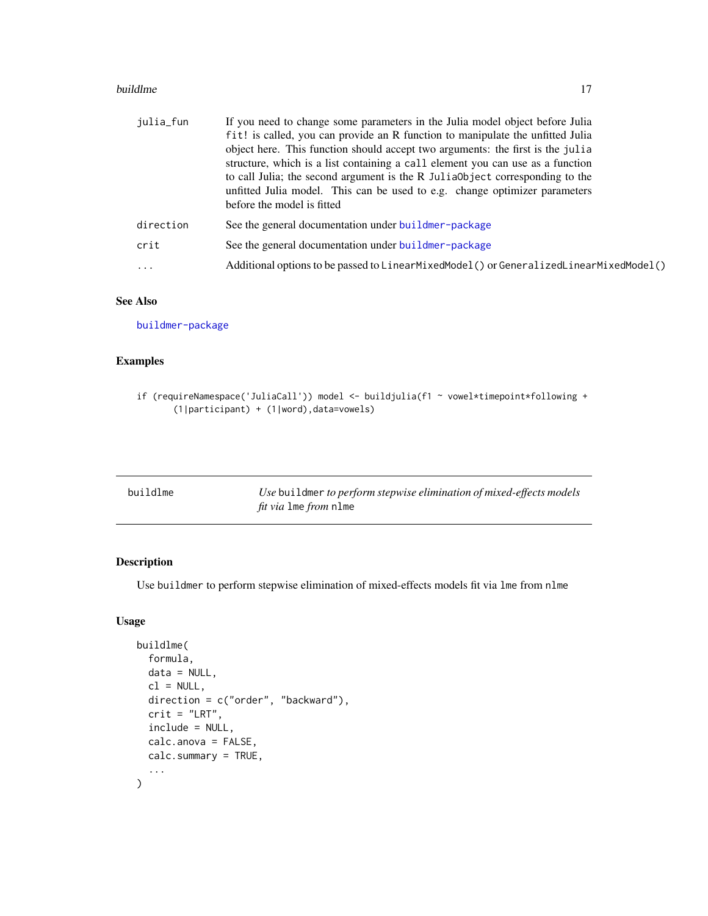| | |
|---|---|
| julia_fun | If you need to change some parameters in the Julia model object before Julia `fit!` is called, you can provide an R function to manipulate the unfitted Julia object here. This function should accept two arguments: the first is the `julia` structure, which is a list containing a `call` element you can use as a function to call Julia; the second argument is the R `JuliaObject` corresponding to the unfitted Julia model. This can be used to e.g. change optimizer parameters before the model is fitted |
| direction | See the general documentation under buildmer-package |
| crit | See the general documentation under buildmer-package |
| ... | Additional options to be passed to `LinearMixedModel()` or `GeneralizedLinearMixedModel()` |

### See Also

buildmer-package

### Examples

```
if (requireNamespace('JuliaCall')) model <- buildjulia(f1 ~ vowel*timepoint*following +
      (1|participant) + (1|word),data=vowels)
```

---

## buildlme — *Use `buildmer` to perform stepwise elimination of mixed-effects models fit via `lme` from `nlme`*

### Description

Use `buildmer` to perform stepwise elimination of mixed-effects models fit via `lme` from `nlme`

### Usage

```
buildlme(
  formula,
  data = NULL,
  cl = NULL,
  direction = c("order", "backward"),
  crit = "LRT",
  include = NULL,
  calc.anova = FALSE,
  calc.summary = TRUE,
  ...
)
```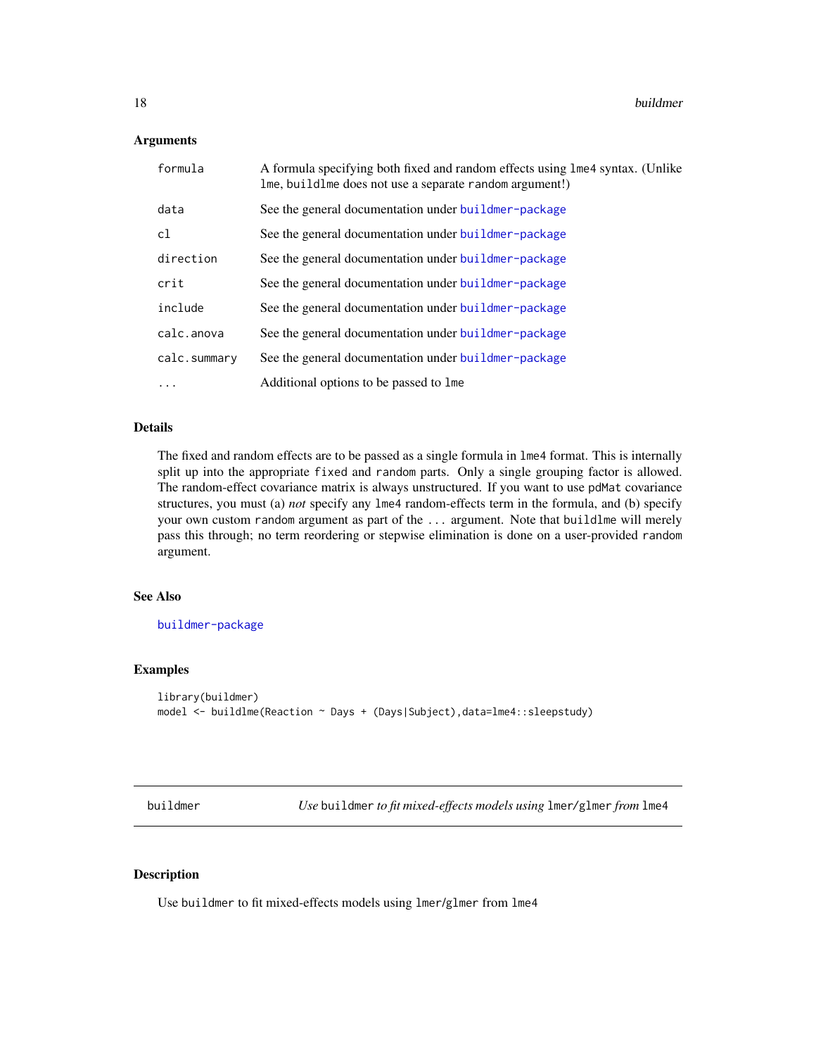### Arguments

| | |
|---|---|
| formula | A formula specifying both fixed and random effects using lme4 syntax. (Unlike lme, buildlme does not use a separate random argument!) |
| data | See the general documentation under buildmer-package |
| cl | See the general documentation under buildmer-package |
| direction | See the general documentation under buildmer-package |
| crit | See the general documentation under buildmer-package |
| include | See the general documentation under buildmer-package |
| calc.anova | See the general documentation under buildmer-package |
| calc.summary | See the general documentation under buildmer-package |
| ... | Additional options to be passed to lme |

### Details

The fixed and random effects are to be passed as a single formula in lme4 format. This is internally split up into the appropriate fixed and random parts. Only a single grouping factor is allowed. The random-effect covariance matrix is always unstructured. If you want to use pdMat covariance structures, you must (a) *not* specify any lme4 random-effects term in the formula, and (b) specify your own custom random argument as part of the ... argument. Note that buildlme will merely pass this through; no term reordering or stepwise elimination is done on a user-provided random argument.

### See Also

buildmer-package

### Examples

```
library(buildmer)
model <- buildlme(Reaction ~ Days + (Days|Subject),data=lme4::sleepstudy)
```

## buildmer — *Use* buildmer *to fit mixed-effects models using* lmer/glmer *from* lme4

### Description

Use buildmer to fit mixed-effects models using lmer/glmer from lme4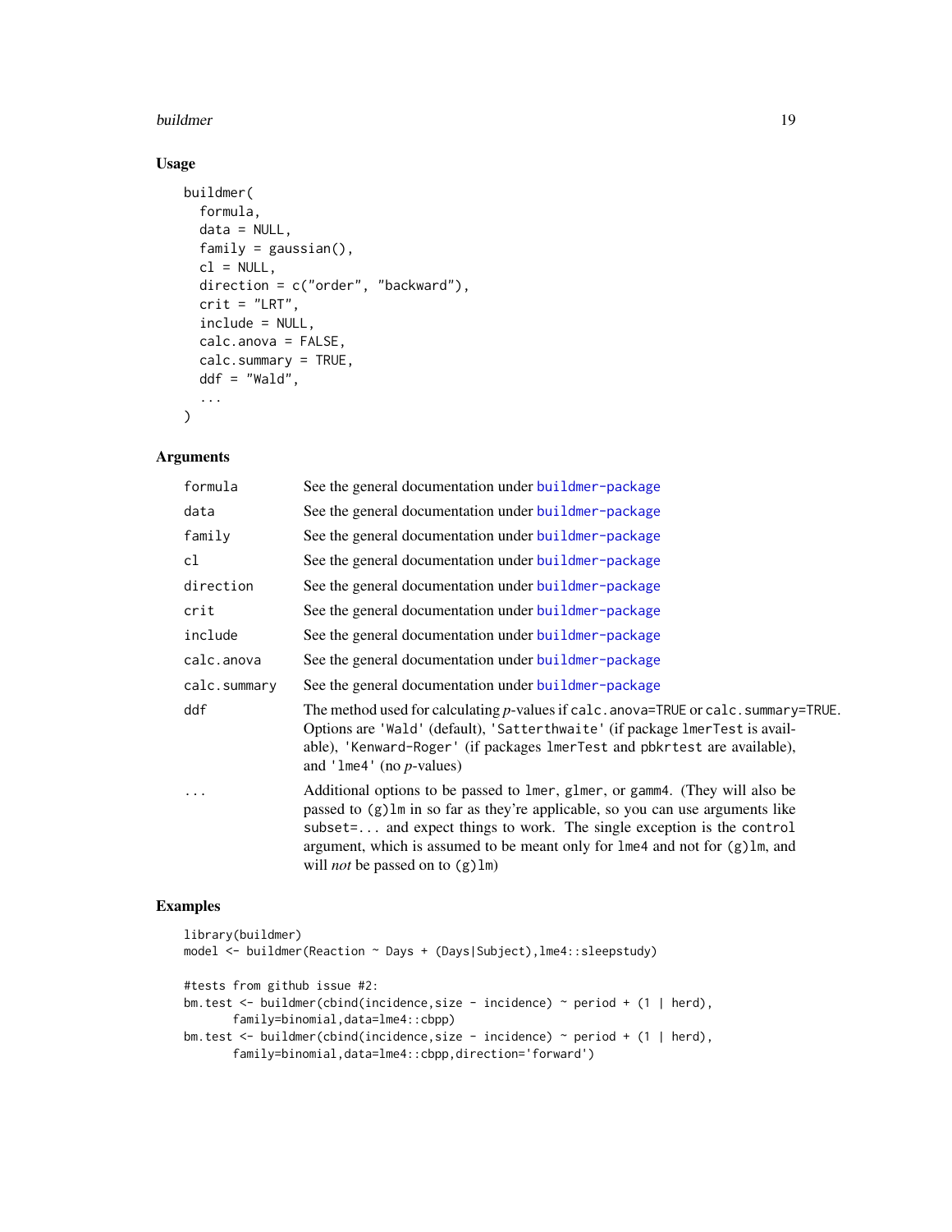## Usage

```
buildmer(
  formula,
  data = NULL,
  family = gaussian(),
  cl = NULL,
  direction = c("order", "backward"),
  crit = "LRT",
  include = NULL,
  calc.anova = FALSE,
  calc.summary = TRUE,
  ddf = "Wald",
  ...
)
```

## Arguments

| | |
|---|---|
| `formula` | See the general documentation under buildmer-package |
| `data` | See the general documentation under buildmer-package |
| `family` | See the general documentation under buildmer-package |
| `cl` | See the general documentation under buildmer-package |
| `direction` | See the general documentation under buildmer-package |
| `crit` | See the general documentation under buildmer-package |
| `include` | See the general documentation under buildmer-package |
| `calc.anova` | See the general documentation under buildmer-package |
| `calc.summary` | See the general documentation under buildmer-package |
| `ddf` | The method used for calculating *p*-values if `calc.anova=TRUE` or `calc.summary=TRUE`. Options are `'Wald'` (default), `'Satterthwaite'` (if package `lmerTest` is available), `'Kenward-Roger'` (if packages `lmerTest` and `pbkrtest` are available), and `'lme4'` (no *p*-values) |
| `...` | Additional options to be passed to `lmer`, `glmer`, or `gamm4`. (They will also be passed to `(g)lm` in so far as they're applicable, so you can use arguments like `subset=...` and expect things to work. The single exception is the `control` argument, which is assumed to be meant only for `lme4` and not for `(g)lm`, and will *not* be passed on to `(g)lm`) |

## Examples

```
library(buildmer)
model <- buildmer(Reaction ~ Days + (Days|Subject),lme4::sleepstudy)

#tests from github issue #2:
bm.test <- buildmer(cbind(incidence,size - incidence) ~ period + (1 | herd),
       family=binomial,data=lme4::cbpp)
bm.test <- buildmer(cbind(incidence,size - incidence) ~ period + (1 | herd),
       family=binomial,data=lme4::cbpp,direction='forward')
```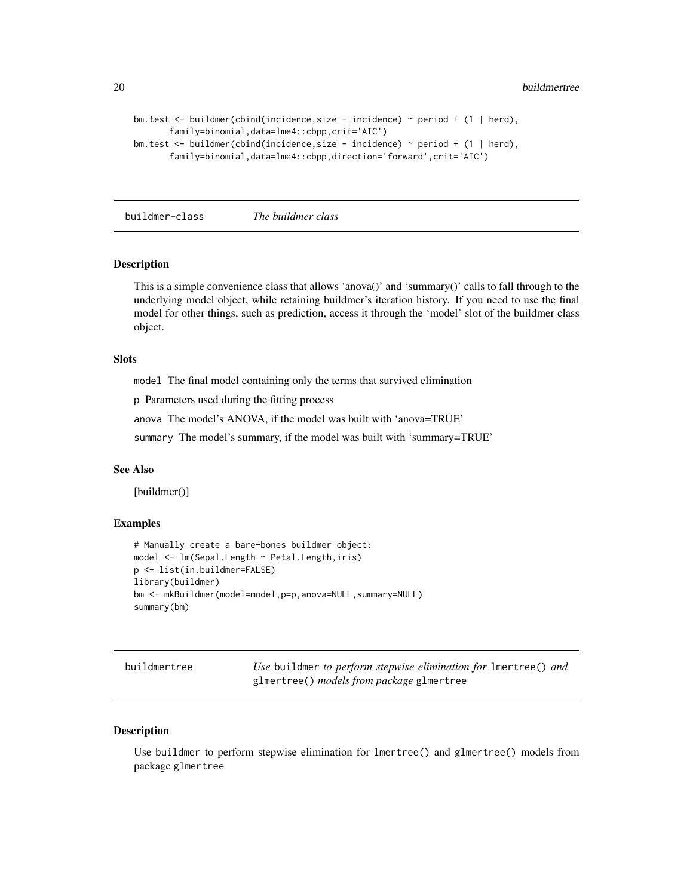```
bm.test <- buildmer(cbind(incidence,size - incidence) ~ period + (1 | herd),
       family=binomial,data=lme4::cbpp,crit='AIC')
bm.test <- buildmer(cbind(incidence,size - incidence) ~ period + (1 | herd),
       family=binomial,data=lme4::cbpp,direction='forward',crit='AIC')
```

## buildmer-class    *The buildmer class*

### Description

This is a simple convenience class that allows 'anova()' and 'summary()' calls to fall through to the underlying model object, while retaining buildmer's iteration history. If you need to use the final model for other things, such as prediction, access it through the 'model' slot of the buildmer class object.

### Slots

`model` The final model containing only the terms that survived elimination

`p` Parameters used during the fitting process

`anova` The model's ANOVA, if the model was built with 'anova=TRUE'

`summary` The model's summary, if the model was built with 'summary=TRUE'

### See Also

[buildmer()]

### Examples

```
# Manually create a bare-bones buildmer object:
model <- lm(Sepal.Length ~ Petal.Length,iris)
p <- list(in.buildmer=FALSE)
library(buildmer)
bm <- mkBuildmer(model=model,p=p,anova=NULL,summary=NULL)
summary(bm)
```

## buildmertree    *Use `buildmer` to perform stepwise elimination for `lmertree()` and `glmertree()` models from package `glmertree`*

### Description

Use `buildmer` to perform stepwise elimination for `lmertree()` and `glmertree()` models from package `glmertree`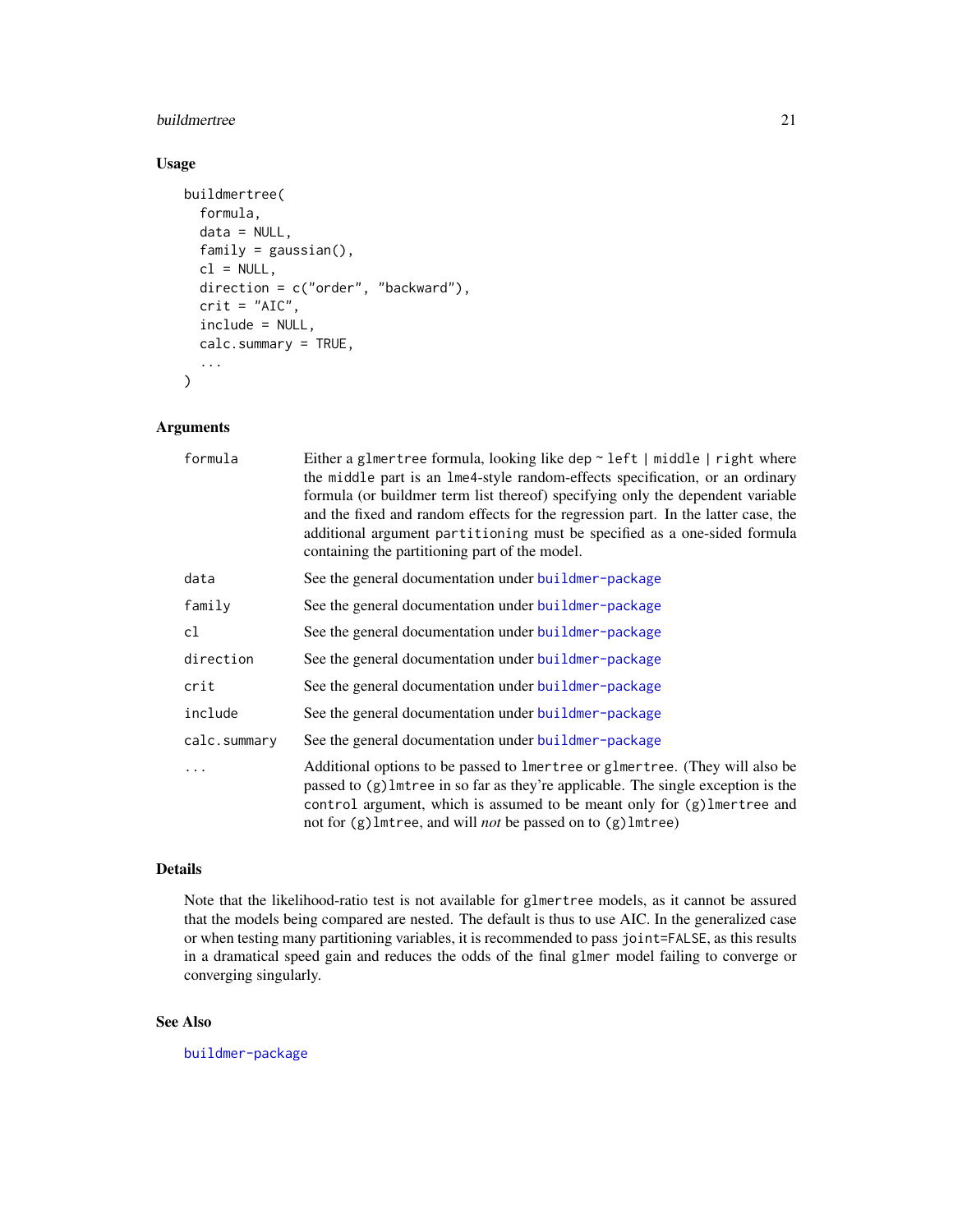## Usage

```
buildmertree(
  formula,
  data = NULL,
  family = gaussian(),
  cl = NULL,
  direction = c("order", "backward"),
  crit = "AIC",
  include = NULL,
  calc.summary = TRUE,
  ...
)
```

## Arguments

| | |
|---|---|
| `formula` | Either a `glmertree` formula, looking like `dep ~ left | middle | right` where the `middle` part is an `lme4`-style random-effects specification, or an ordinary formula (or buildmer term list thereof) specifying only the dependent variable and the fixed and random effects for the regression part. In the latter case, the additional argument `partitioning` must be specified as a one-sided formula containing the partitioning part of the model. |
| `data` | See the general documentation under buildmer-package |
| `family` | See the general documentation under buildmer-package |
| `cl` | See the general documentation under buildmer-package |
| `direction` | See the general documentation under buildmer-package |
| `crit` | See the general documentation under buildmer-package |
| `include` | See the general documentation under buildmer-package |
| `calc.summary` | See the general documentation under buildmer-package |
| `...` | Additional options to be passed to `lmertree` or `glmertree`. (They will also be passed to `(g)lmtree` in so far as they're applicable. The single exception is the `control` argument, which is assumed to be meant only for `(g)lmertree` and not for `(g)lmtree`, and will *not* be passed on to `(g)lmtree`) |

## Details

Note that the likelihood-ratio test is not available for `glmertree` models, as it cannot be assured that the models being compared are nested. The default is thus to use AIC. In the generalized case or when testing many partitioning variables, it is recommended to pass `joint=FALSE`, as this results in a dramatical speed gain and reduces the odds of the final `glmer` model failing to converge or converging singularly.

## See Also

buildmer-package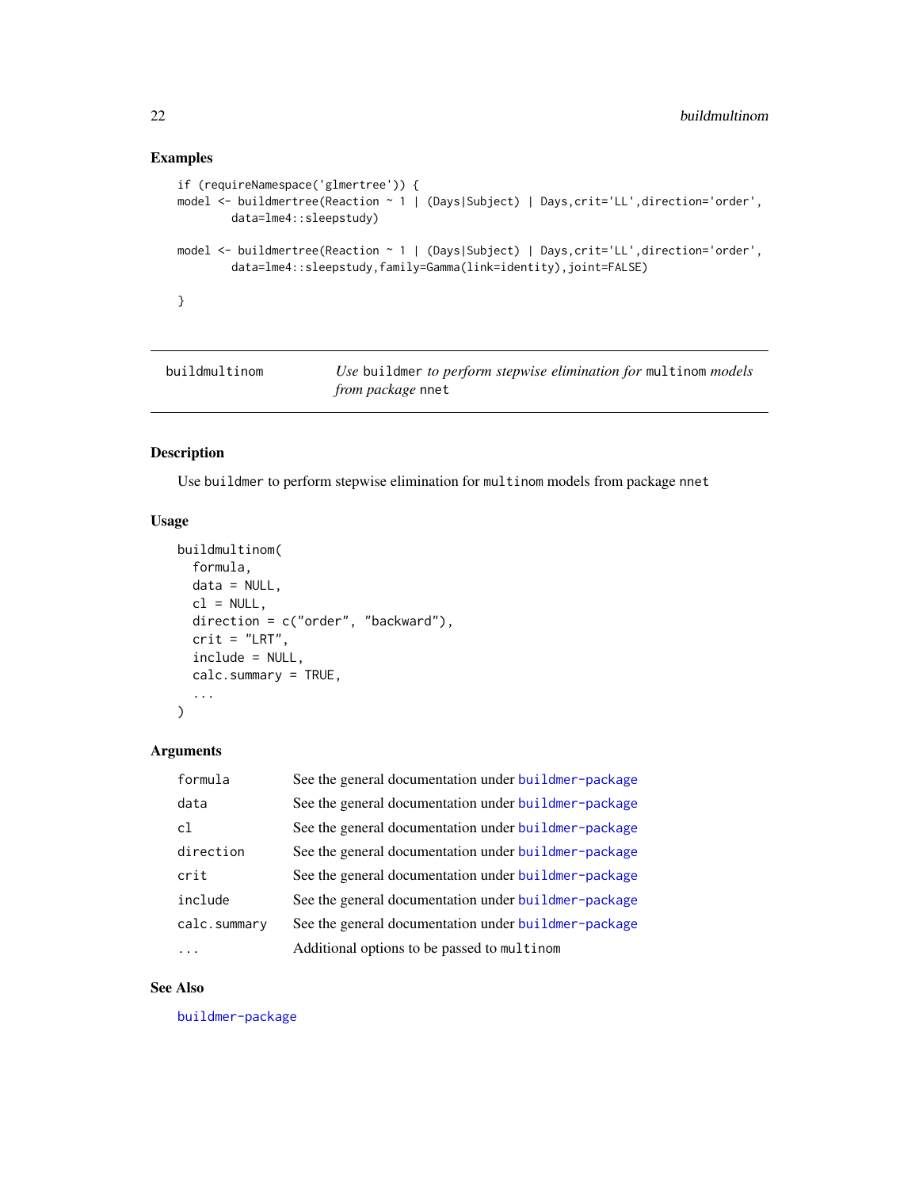## Examples

```
if (requireNamespace('glmertree')) {
model <- buildmertree(Reaction ~ 1 | (Days|Subject) | Days,crit='LL',direction='order',
        data=lme4::sleepstudy)

model <- buildmertree(Reaction ~ 1 | (Days|Subject) | Days,crit='LL',direction='order',
        data=lme4::sleepstudy,family=Gamma(link=identity),joint=FALSE)

}
```

---

# buildmultinom — *Use* `buildmer` *to perform stepwise elimination for* `multinom` *models from package* `nnet`

## Description

Use `buildmer` to perform stepwise elimination for `multinom` models from package `nnet`

## Usage

```
buildmultinom(
  formula,
  data = NULL,
  cl = NULL,
  direction = c("order", "backward"),
  crit = "LRT",
  include = NULL,
  calc.summary = TRUE,
  ...
)
```

## Arguments

| | |
|---|---|
| `formula` | See the general documentation under buildmer-package |
| `data` | See the general documentation under buildmer-package |
| `cl` | See the general documentation under buildmer-package |
| `direction` | See the general documentation under buildmer-package |
| `crit` | See the general documentation under buildmer-package |
| `include` | See the general documentation under buildmer-package |
| `calc.summary` | See the general documentation under buildmer-package |
| `...` | Additional options to be passed to `multinom` |

## See Also

buildmer-package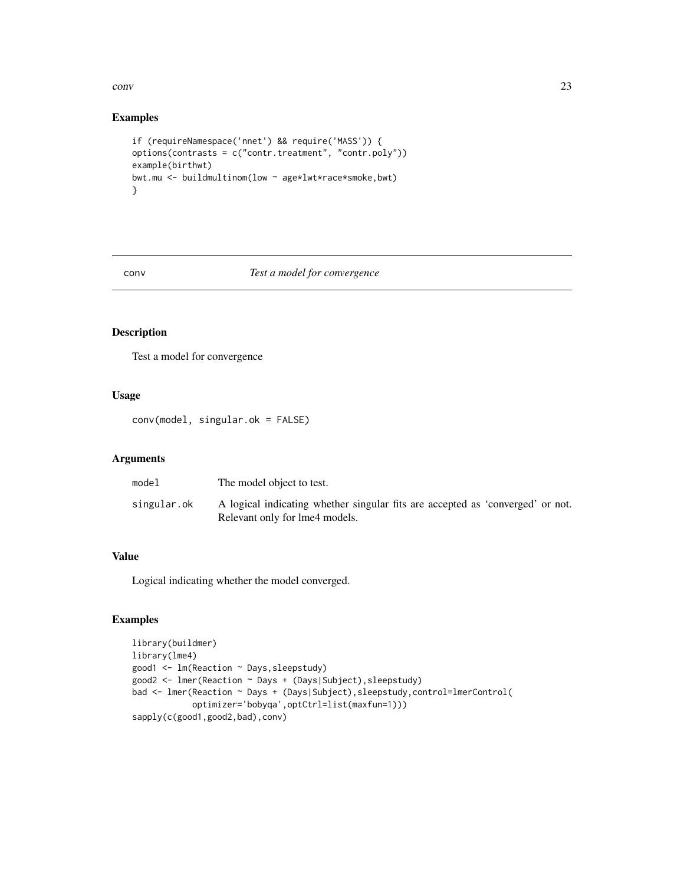## Examples

```
if (requireNamespace('nnet') && require('MASS')) {
options(contrasts = c("contr.treatment", "contr.poly"))
example(birthwt)
bwt.mu <- buildmultinom(low ~ age*lwt*race*smoke,bwt)
}
```

---

# conv *Test a model for convergence*

---

## Description

Test a model for convergence

## Usage

```
conv(model, singular.ok = FALSE)
```

## Arguments

| | |
|---|---|
| `model` | The model object to test. |
| `singular.ok` | A logical indicating whether singular fits are accepted as 'converged' or not. Relevant only for lme4 models. |

## Value

Logical indicating whether the model converged.

## Examples

```
library(buildmer)
library(lme4)
good1 <- lm(Reaction ~ Days,sleepstudy)
good2 <- lmer(Reaction ~ Days + (Days|Subject),sleepstudy)
bad <- lmer(Reaction ~ Days + (Days|Subject),sleepstudy,control=lmerControl(
            optimizer='bobyqa',optCtrl=list(maxfun=1)))
sapply(c(good1,good2,bad),conv)
```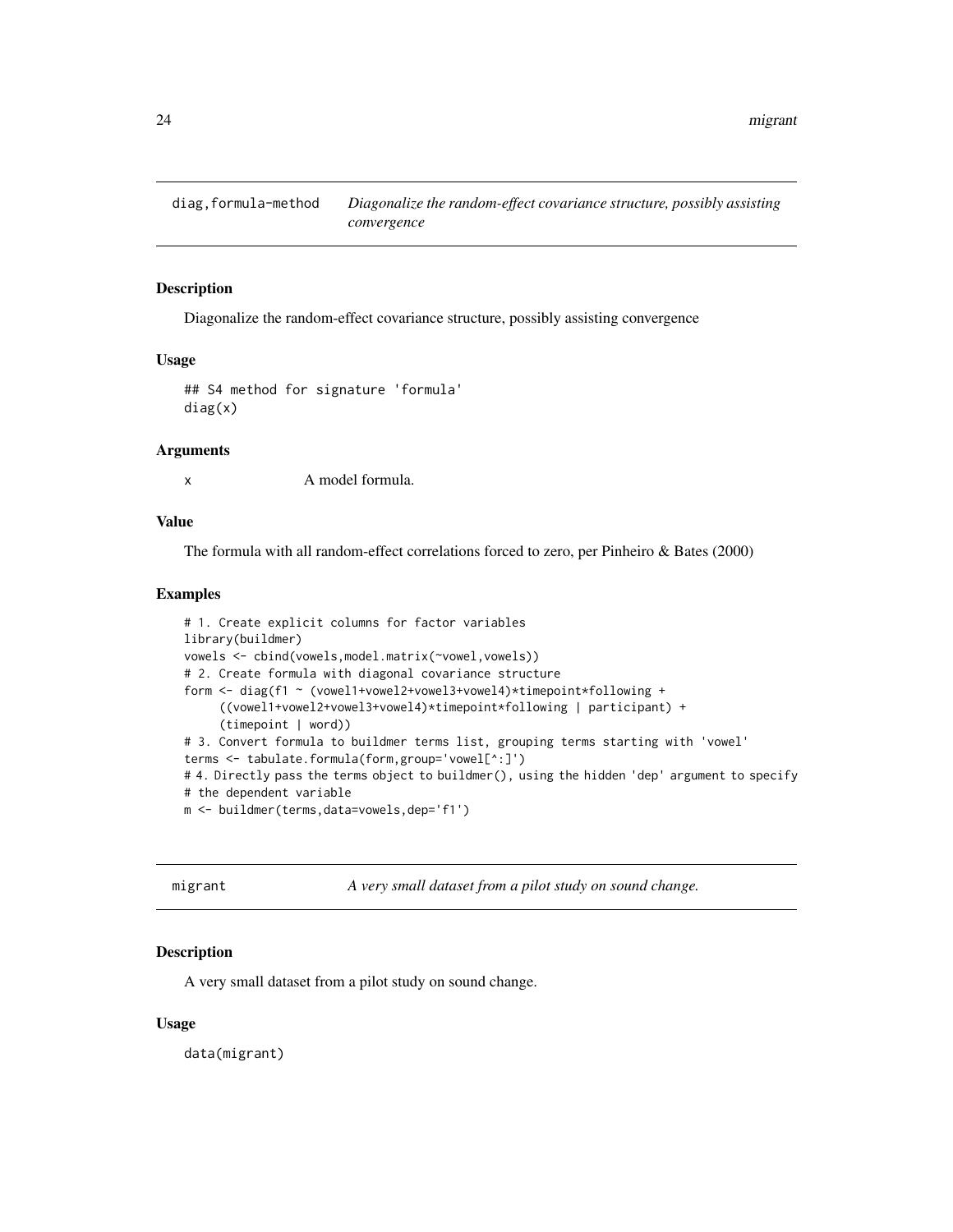## diag,formula-method — *Diagonalize the random-effect covariance structure, possibly assisting convergence*

### Description

Diagonalize the random-effect covariance structure, possibly assisting convergence

### Usage

```
## S4 method for signature 'formula'
diag(x)
```

### Arguments

x — A model formula.

### Value

The formula with all random-effect correlations forced to zero, per Pinheiro & Bates (2000)

### Examples

```
# 1. Create explicit columns for factor variables
library(buildmer)
vowels <- cbind(vowels,model.matrix(~vowel,vowels))
# 2. Create formula with diagonal covariance structure
form <- diag(f1 ~ (vowel1+vowel2+vowel3+vowel4)*timepoint*following +
     ((vowel1+vowel2+vowel3+vowel4)*timepoint*following | participant) +
     (timepoint | word))
# 3. Convert formula to buildmer terms list, grouping terms starting with 'vowel'
terms <- tabulate.formula(form,group='vowel[^:]')
# 4. Directly pass the terms object to buildmer(), using the hidden 'dep' argument to specify
# the dependent variable
m <- buildmer(terms,data=vowels,dep='f1')
```

## migrant — *A very small dataset from a pilot study on sound change.*

### Description

A very small dataset from a pilot study on sound change.

### Usage

```
data(migrant)
```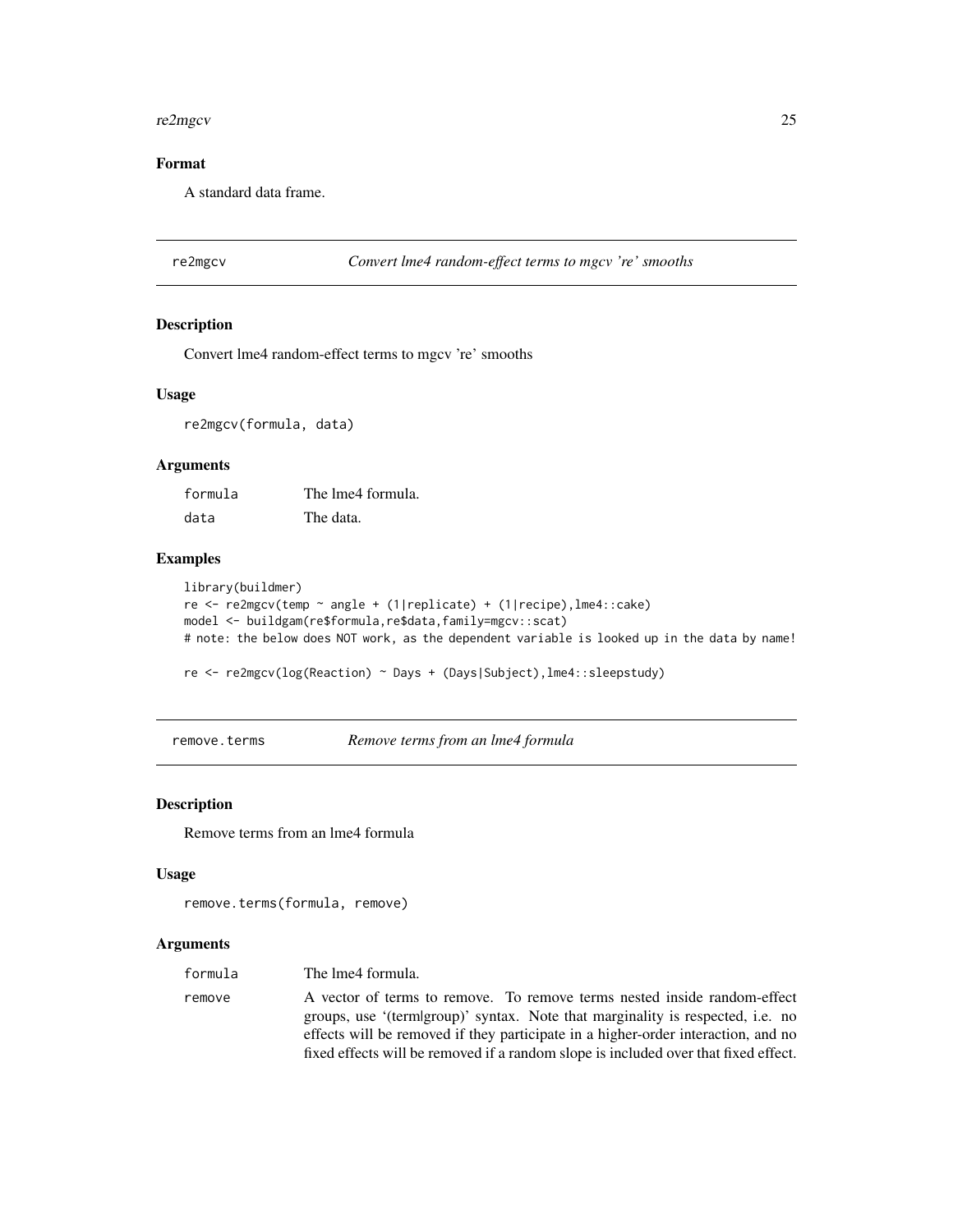### Format

A standard data frame.

## re2mgcv — *Convert lme4 random-effect terms to mgcv 're' smooths*

### Description

Convert lme4 random-effect terms to mgcv 're' smooths

### Usage

```
re2mgcv(formula, data)
```

### Arguments

| | |
|---|---|
| formula | The lme4 formula. |
| data | The data. |

### Examples

```
library(buildmer)
re <- re2mgcv(temp ~ angle + (1|replicate) + (1|recipe),lme4::cake)
model <- buildgam(re$formula,re$data,family=mgcv::scat)
# note: the below does NOT work, as the dependent variable is looked up in the data by name!

re <- re2mgcv(log(Reaction) ~ Days + (Days|Subject),lme4::sleepstudy)
```

## remove.terms — *Remove terms from an lme4 formula*

### Description

Remove terms from an lme4 formula

### Usage

```
remove.terms(formula, remove)
```

### Arguments

| | |
|---|---|
| formula | The lme4 formula. |
| remove | A vector of terms to remove. To remove terms nested inside random-effect groups, use '(term|group)' syntax. Note that marginality is respected, i.e. no effects will be removed if they participate in a higher-order interaction, and no fixed effects will be removed if a random slope is included over that fixed effect. |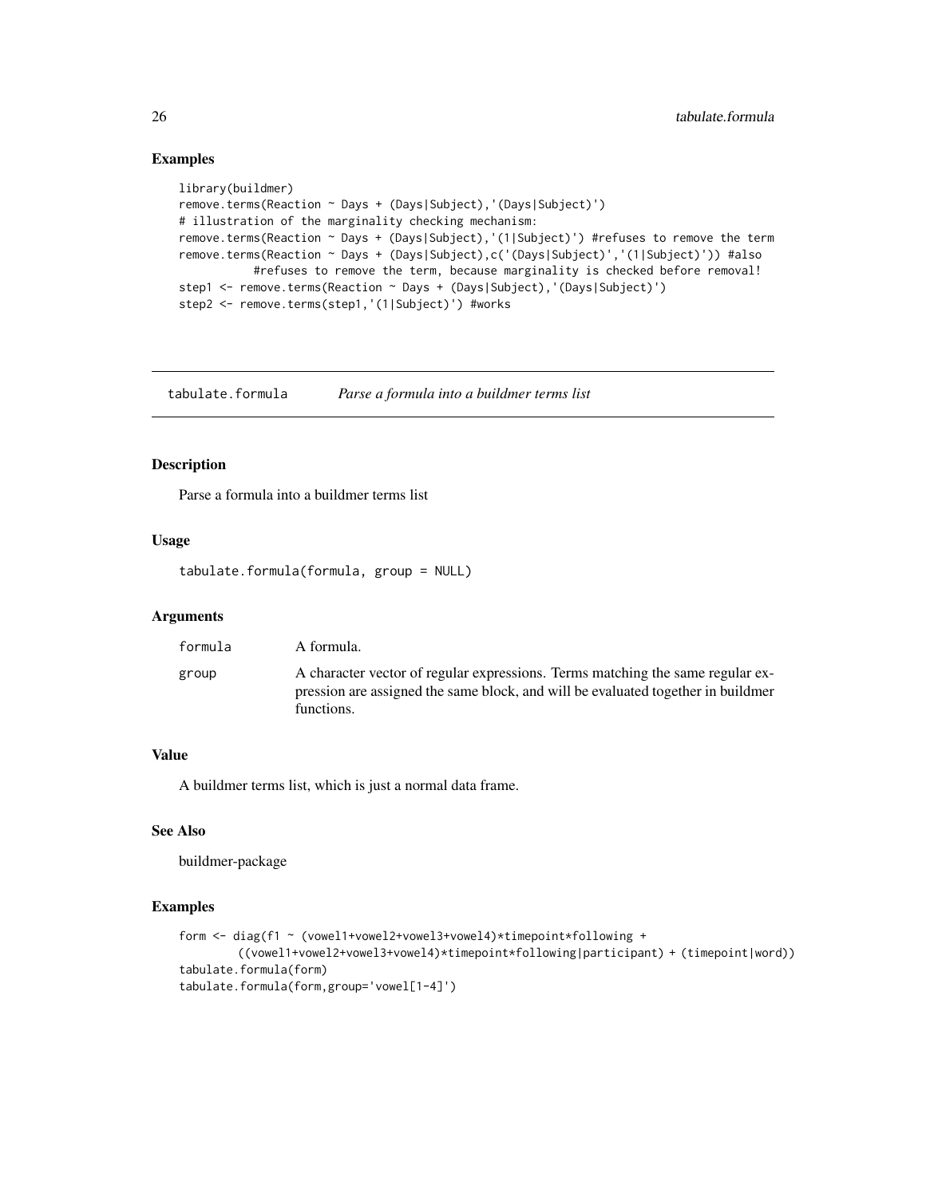## Examples

```
library(buildmer)
remove.terms(Reaction ~ Days + (Days|Subject),'(Days|Subject)')
# illustration of the marginality checking mechanism:
remove.terms(Reaction ~ Days + (Days|Subject),'(1|Subject)') #refuses to remove the term
remove.terms(Reaction ~ Days + (Days|Subject),c('(Days|Subject)','(1|Subject)')) #also
         #refuses to remove the term, because marginality is checked before removal!
step1 <- remove.terms(Reaction ~ Days + (Days|Subject),'(Days|Subject)')
step2 <- remove.terms(step1,'(1|Subject)') #works
```

---

# tabulate.formula — *Parse a formula into a buildmer terms list*

## Description

Parse a formula into a buildmer terms list

## Usage

```
tabulate.formula(formula, group = NULL)
```

## Arguments

| | |
|---|---|
| `formula` | A formula. |
| `group` | A character vector of regular expressions. Terms matching the same regular expression are assigned the same block, and will be evaluated together in buildmer functions. |

## Value

A buildmer terms list, which is just a normal data frame.

## See Also

buildmer-package

## Examples

```
form <- diag(f1 ~ (vowel1+vowel2+vowel3+vowel4)*timepoint*following +
        ((vowel1+vowel2+vowel3+vowel4)*timepoint*following|participant) + (timepoint|word))
tabulate.formula(form)
tabulate.formula(form,group='vowel[1-4]')
```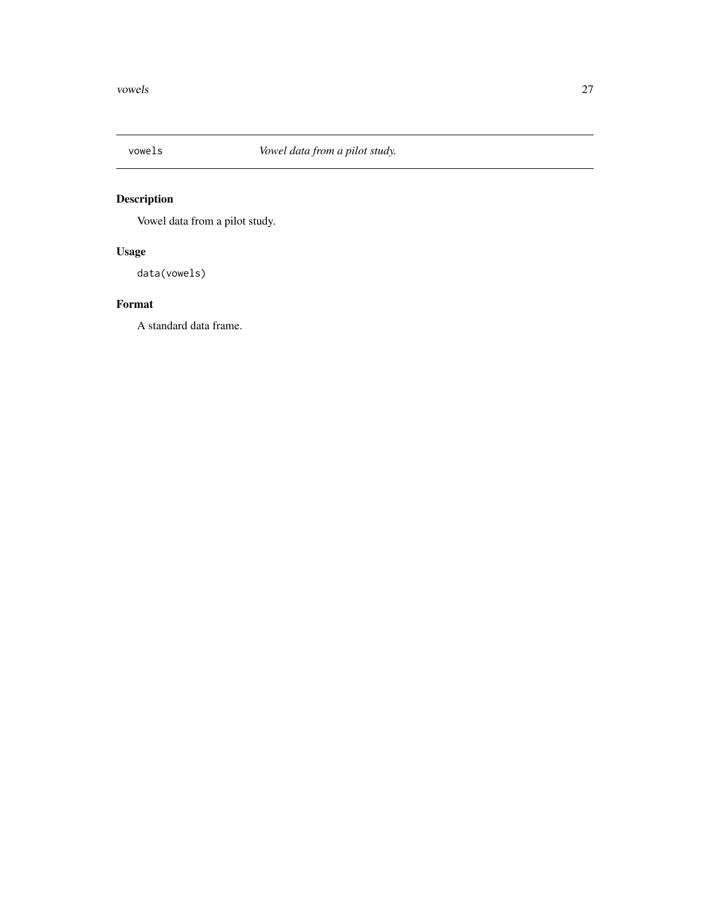`vowels` *Vowel data from a pilot study.*

### Description

Vowel data from a pilot study.

### Usage

```
data(vowels)
```

### Format

A standard data frame.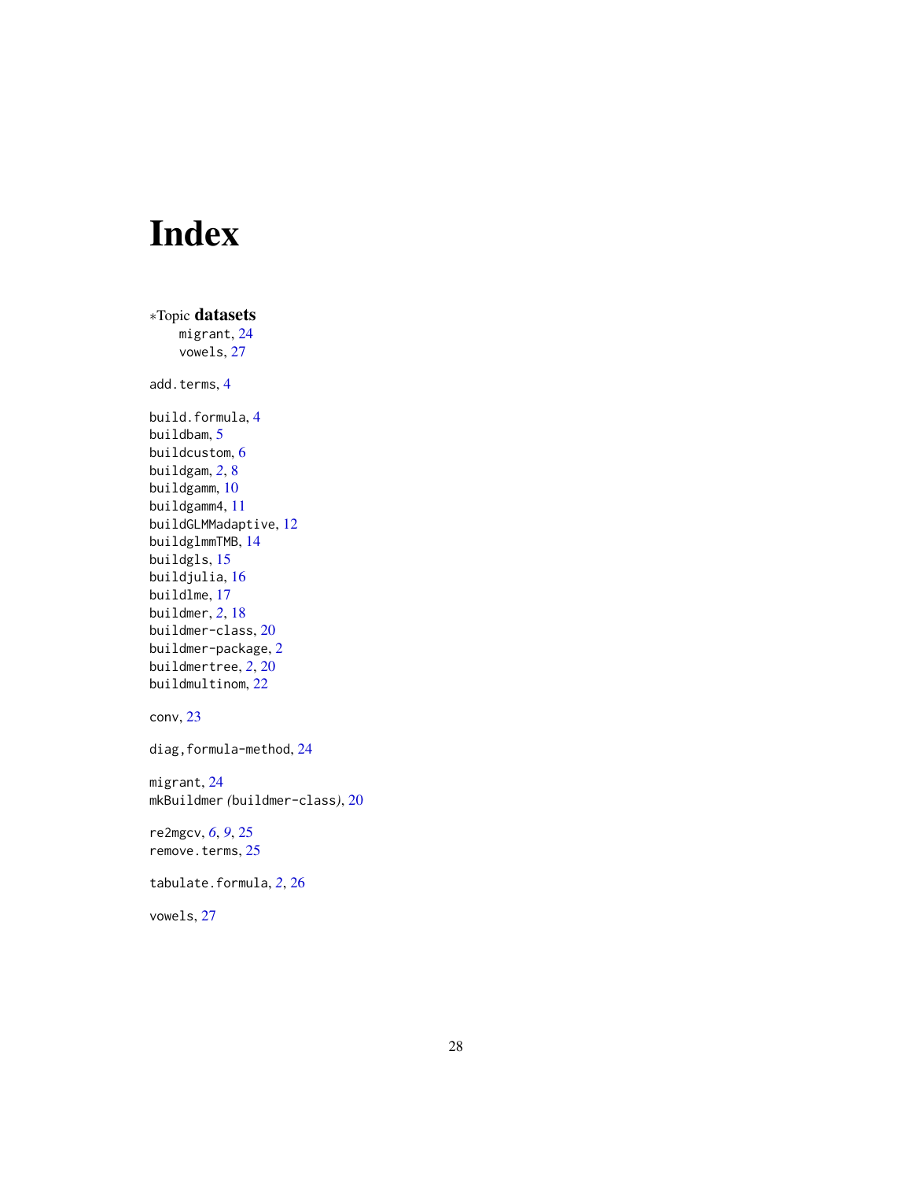# Index

∗Topic **datasets**

migrant, 24
vowels, 27

add.terms, 4

build.formula, 4
buildbam, 5
buildcustom, 6
buildgam, *2*, 8
buildgamm, 10
buildgamm4, 11
buildGLMMadaptive, 12
buildglmmTMB, 14
buildgls, 15
buildjulia, 16
buildlme, 17
buildmer, *2*, 18
buildmer-class, 20
buildmer-package, 2
buildmertree, *2*, 20
buildmultinom, 22

conv, 23

diag,formula-method, 24

migrant, 24
mkBuildmer *(*buildmer-class*)*, 20

re2mgcv, *6*, *9*, 25
remove.terms, 25

tabulate.formula, *2*, 26

vowels, 27